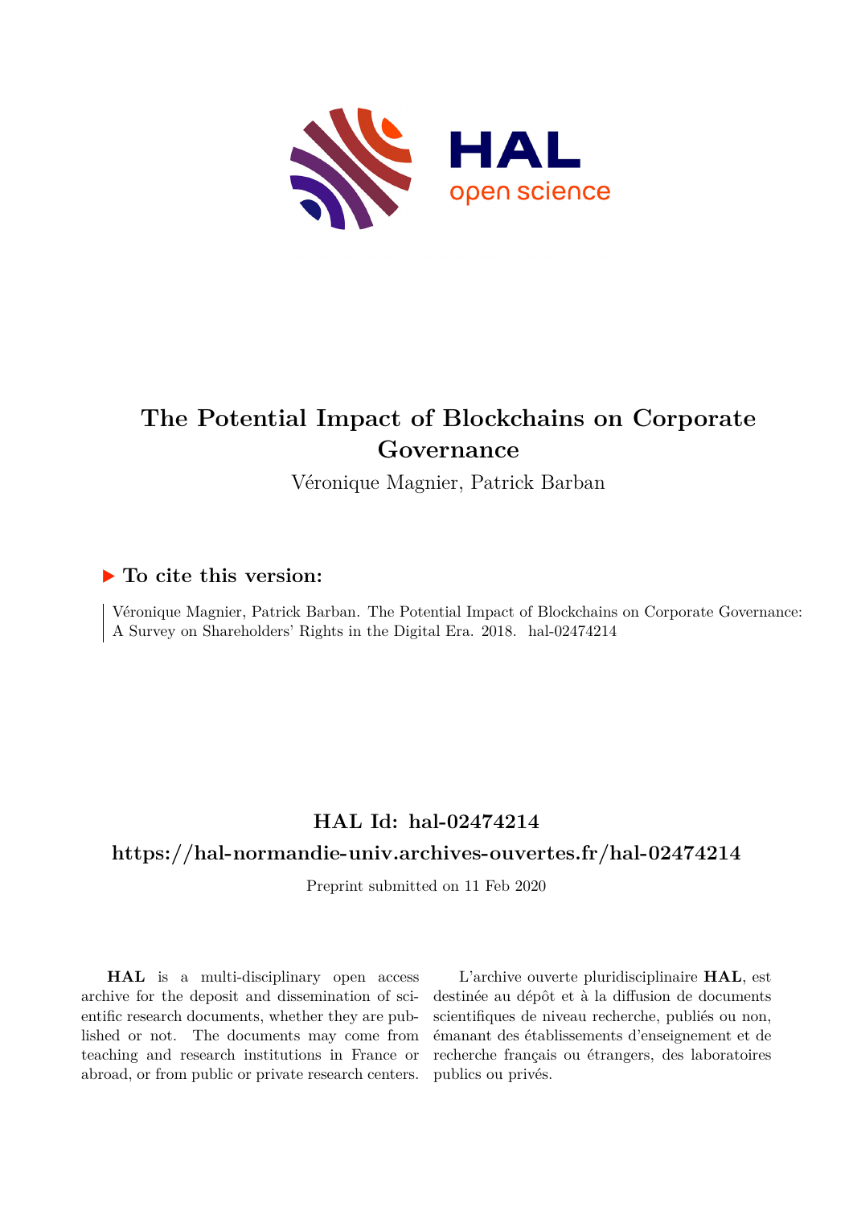# The Potential Impact of Blockchains on Corporate Governance

Véronique Magnier, Patrick Barban

## ▶ To cite this version:

Véronique Magnier, Patrick Barban. The Potential Impact of Blockchains on Corporate Governance: A Survey on Shareholders' Rights in the Digital Era. 2018. hal-02474214

## HAL Id: hal-02474214

## https://hal-normandie-univ.archives-ouvertes.fr/hal-02474214

Preprint submitted on 11 Feb 2020

**HAL** is a multi-disciplinary open access archive for the deposit and dissemination of scientific research documents, whether they are published or not. The documents may come from teaching and research institutions in France or abroad, or from public or private research centers.

L'archive ouverte pluridisciplinaire **HAL**, est destinée au dépôt et à la diffusion de documents scientifiques de niveau recherche, publiés ou non, émanant des établissements d'enseignement et de recherche français ou étrangers, des laboratoires publics ou privés.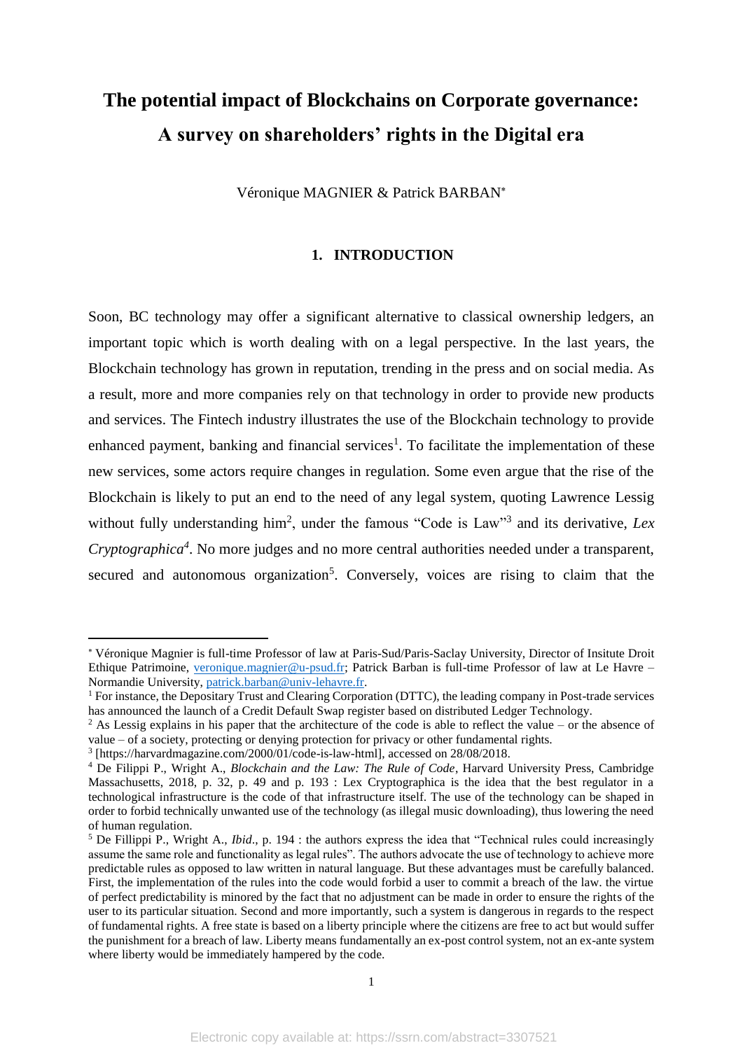# The potential impact of Blockchains on Corporate governance: A survey on shareholders' rights in the Digital era

Véronique MAGNIER & Patrick BARBAN*

## 1. INTRODUCTION

Soon, BC technology may offer a significant alternative to classical ownership ledgers, an important topic which is worth dealing with on a legal perspective. In the last years, the Blockchain technology has grown in reputation, trending in the press and on social media. As a result, more and more companies rely on that technology in order to provide new products and services. The Fintech industry illustrates the use of the Blockchain technology to provide enhanced payment, banking and financial services[1]. To facilitate the implementation of these new services, some actors require changes in regulation. Some even argue that the rise of the Blockchain is likely to put an end to the need of any legal system, quoting Lawrence Lessig without fully understanding him[2], under the famous "Code is Law"[3] and its derivative, *Lex Cryptographica[4]*. No more judges and no more central authorities needed under a transparent, secured and autonomous organization[5]. Conversely, voices are rising to claim that the

---

* Véronique Magnier is full-time Professor of law at Paris-Sud/Paris-Saclay University, Director of Insitute Droit Ethique Patrimoine, veronique.magnier@u-psud.fr; Patrick Barban is full-time Professor of law at Le Havre – Normandie University, patrick.barban@univ-lehavre.fr.

[1] For instance, the Depositary Trust and Clearing Corporation (DTTC), the leading company in Post-trade services has announced the launch of a Credit Default Swap register based on distributed Ledger Technology.

[2] As Lessig explains in his paper that the architecture of the code is able to reflect the value – or the absence of value – of a society, protecting or denying protection for privacy or other fundamental rights.

[3] [https://harvardmagazine.com/2000/01/code-is-law-html], accessed on 28/08/2018.

[4] De Filippi P., Wright A., *Blockchain and the Law: The Rule of Code*, Harvard University Press, Cambridge Massachusetts, 2018, p. 32, p. 49 and p. 193 : Lex Cryptographica is the idea that the best regulator in a technological infrastructure is the code of that infrastructure itself. The use of the technology can be shaped in order to forbid technically unwanted use of the technology (as illegal music downloading), thus lowering the need of human regulation.

[5] De Fillippi P., Wright A., *Ibid*., p. 194 : the authors express the idea that "Technical rules could increasingly assume the same role and functionality as legal rules". The authors advocate the use of technology to achieve more predictable rules as opposed to law written in natural language. But these advantages must be carefully balanced. First, the implementation of the rules into the code would forbid a user to commit a breach of the law. the virtue of perfect predictability is minored by the fact that no adjustment can be made in order to ensure the rights of the user to its particular situation. Second and more importantly, such a system is dangerous in regards to the respect of fundamental rights. A free state is based on a liberty principle where the citizens are free to act but would suffer the punishment for a breach of law. Liberty means fundamentally an ex-post control system, not an ex-ante system where liberty would be immediately hampered by the code.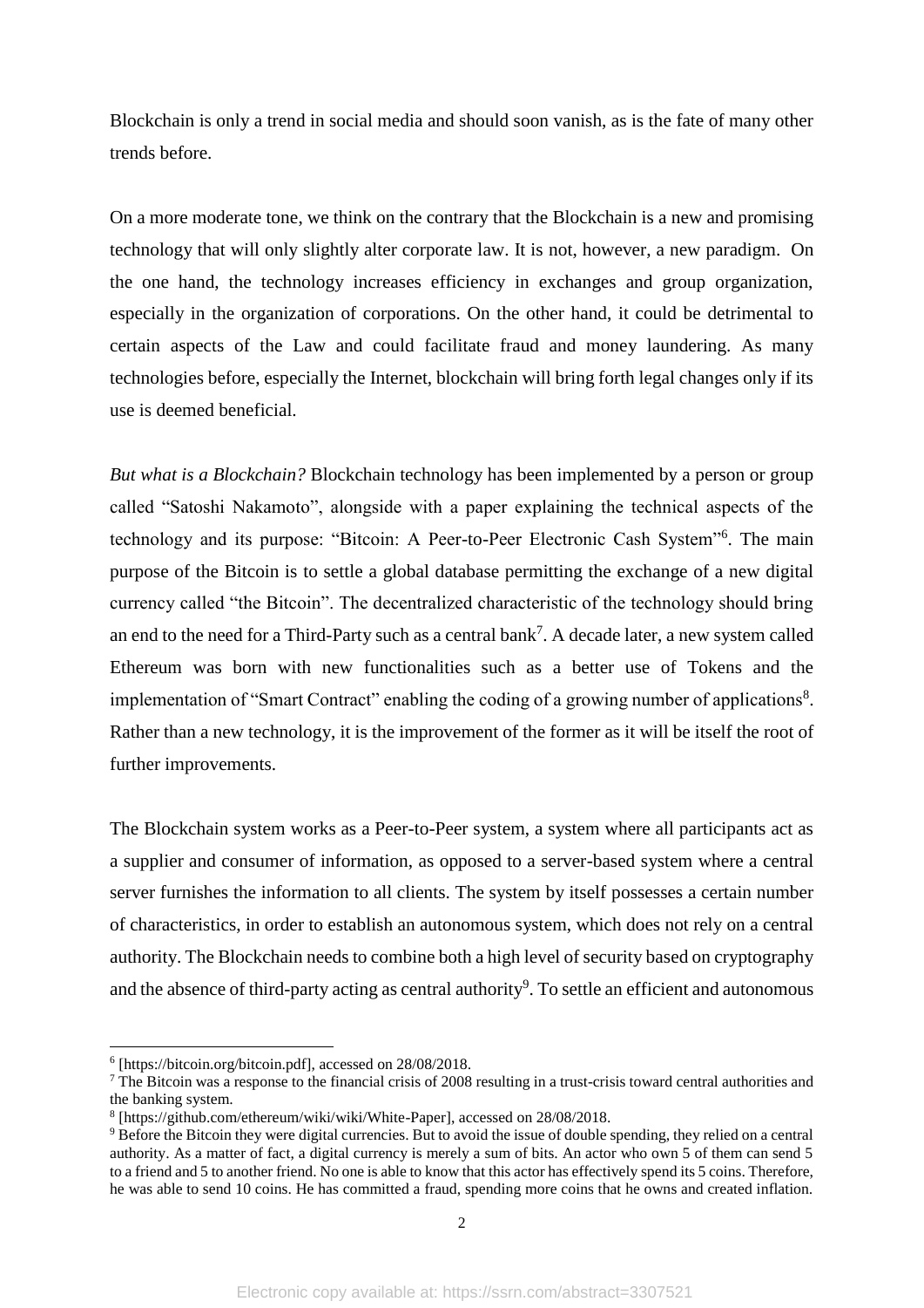Blockchain is only a trend in social media and should soon vanish, as is the fate of many other trends before.

On a more moderate tone, we think on the contrary that the Blockchain is a new and promising technology that will only slightly alter corporate law. It is not, however, a new paradigm. On the one hand, the technology increases efficiency in exchanges and group organization, especially in the organization of corporations. On the other hand, it could be detrimental to certain aspects of the Law and could facilitate fraud and money laundering. As many technologies before, especially the Internet, blockchain will bring forth legal changes only if its use is deemed beneficial.

*But what is a Blockchain?* Blockchain technology has been implemented by a person or group called "Satoshi Nakamoto", alongside with a paper explaining the technical aspects of the technology and its purpose: "Bitcoin: A Peer-to-Peer Electronic Cash System"[6]. The main purpose of the Bitcoin is to settle a global database permitting the exchange of a new digital currency called "the Bitcoin". The decentralized characteristic of the technology should bring an end to the need for a Third-Party such as a central bank[7]. A decade later, a new system called Ethereum was born with new functionalities such as a better use of Tokens and the implementation of "Smart Contract" enabling the coding of a growing number of applications[8]. Rather than a new technology, it is the improvement of the former as it will be itself the root of further improvements.

The Blockchain system works as a Peer-to-Peer system, a system where all participants act as a supplier and consumer of information, as opposed to a server-based system where a central server furnishes the information to all clients. The system by itself possesses a certain number of characteristics, in order to establish an autonomous system, which does not rely on a central authority. The Blockchain needs to combine both a high level of security based on cryptography and the absence of third-party acting as central authority[9]. To settle an efficient and autonomous

---

[6] [https://bitcoin.org/bitcoin.pdf], accessed on 28/08/2018.

[7] The Bitcoin was a response to the financial crisis of 2008 resulting in a trust-crisis toward central authorities and the banking system.

[8] [https://github.com/ethereum/wiki/wiki/White-Paper], accessed on 28/08/2018.

[9] Before the Bitcoin they were digital currencies. But to avoid the issue of double spending, they relied on a central authority. As a matter of fact, a digital currency is merely a sum of bits. An actor who own 5 of them can send 5 to a friend and 5 to another friend. No one is able to know that this actor has effectively spend its 5 coins. Therefore, he was able to send 10 coins. He has committed a fraud, spending more coins that he owns and created inflation.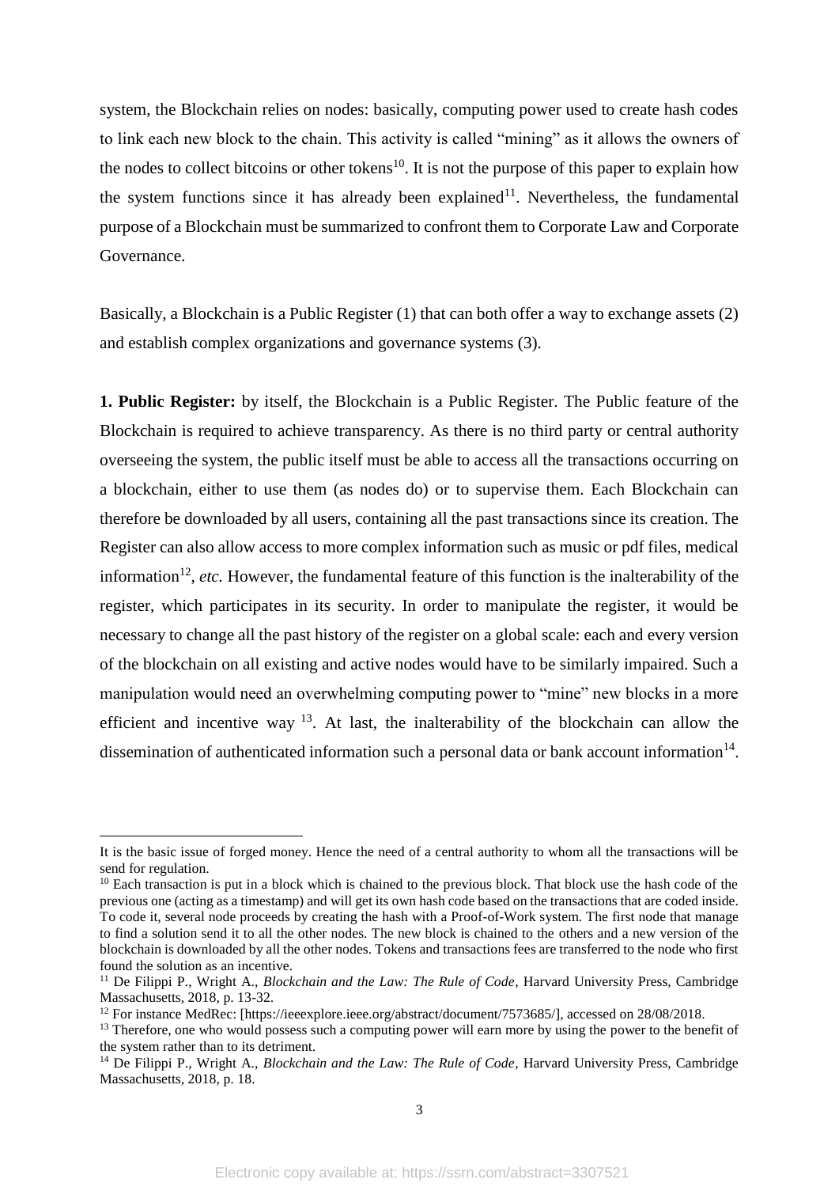system, the Blockchain relies on nodes: basically, computing power used to create hash codes to link each new block to the chain. This activity is called "mining" as it allows the owners of the nodes to collect bitcoins or other tokens[10]. It is not the purpose of this paper to explain how the system functions since it has already been explained[11]. Nevertheless, the fundamental purpose of a Blockchain must be summarized to confront them to Corporate Law and Corporate Governance.

Basically, a Blockchain is a Public Register (1) that can both offer a way to exchange assets (2) and establish complex organizations and governance systems (3).

**1. Public Register:** by itself, the Blockchain is a Public Register. The Public feature of the Blockchain is required to achieve transparency. As there is no third party or central authority overseeing the system, the public itself must be able to access all the transactions occurring on a blockchain, either to use them (as nodes do) or to supervise them. Each Blockchain can therefore be downloaded by all users, containing all the past transactions since its creation. The Register can also allow access to more complex information such as music or pdf files, medical information[12], *etc.* However, the fundamental feature of this function is the inalterability of the register, which participates in its security. In order to manipulate the register, it would be necessary to change all the past history of the register on a global scale: each and every version of the blockchain on all existing and active nodes would have to be similarly impaired. Such a manipulation would need an overwhelming computing power to "mine" new blocks in a more efficient and incentive way [13]. At last, the inalterability of the blockchain can allow the dissemination of authenticated information such a personal data or bank account information[14].

---

It is the basic issue of forged money. Hence the need of a central authority to whom all the transactions will be send for regulation.

[10] Each transaction is put in a block which is chained to the previous block. That block use the hash code of the previous one (acting as a timestamp) and will get its own hash code based on the transactions that are coded inside. To code it, several node proceeds by creating the hash with a Proof-of-Work system. The first node that manage to find a solution send it to all the other nodes. The new block is chained to the others and a new version of the blockchain is downloaded by all the other nodes. Tokens and transactions fees are transferred to the node who first found the solution as an incentive.

[11] De Filippi P., Wright A., *Blockchain and the Law: The Rule of Code*, Harvard University Press, Cambridge Massachusetts, 2018, p. 13-32.

[12] For instance MedRec: [https://ieeexplore.ieee.org/abstract/document/7573685/], accessed on 28/08/2018.

[13] Therefore, one who would possess such a computing power will earn more by using the power to the benefit of the system rather than to its detriment.

[14] De Filippi P., Wright A., *Blockchain and the Law: The Rule of Code*, Harvard University Press, Cambridge Massachusetts, 2018, p. 18.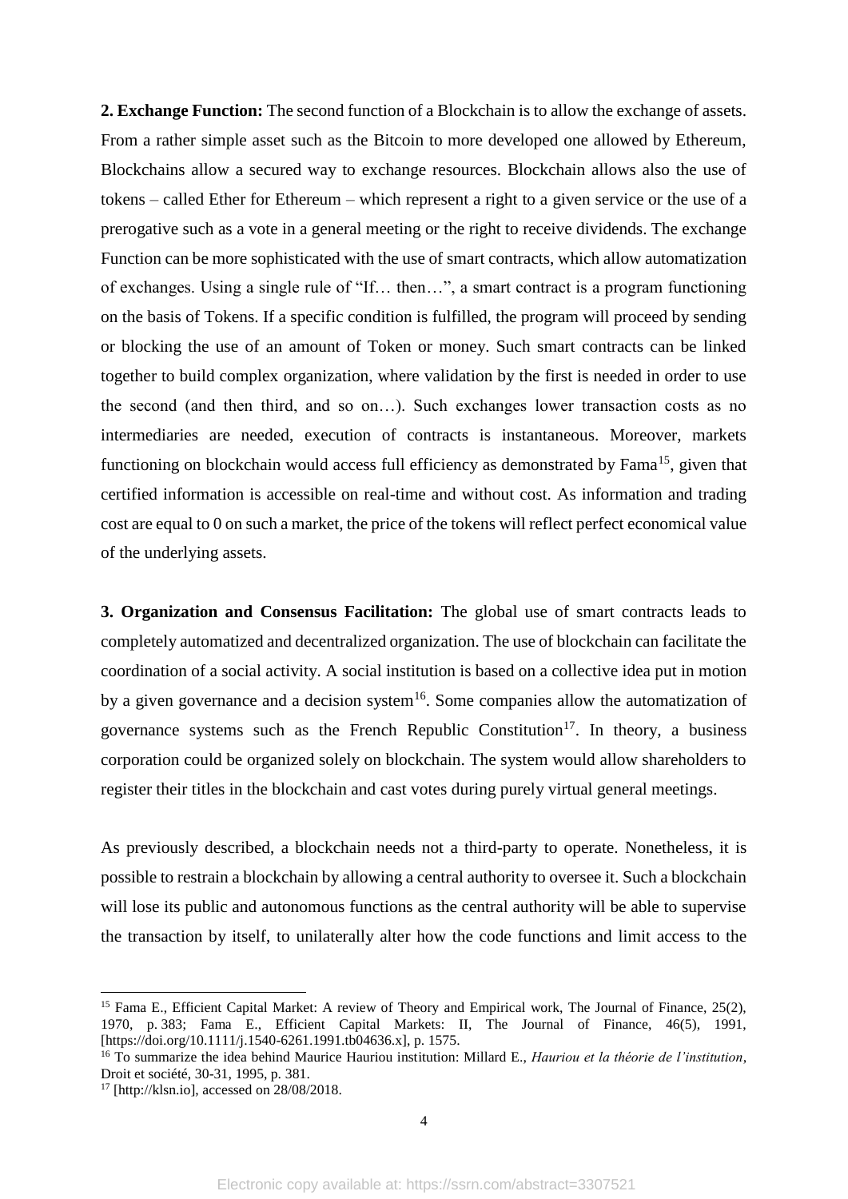**2. Exchange Function:** The second function of a Blockchain is to allow the exchange of assets. From a rather simple asset such as the Bitcoin to more developed one allowed by Ethereum, Blockchains allow a secured way to exchange resources. Blockchain allows also the use of tokens – called Ether for Ethereum – which represent a right to a given service or the use of a prerogative such as a vote in a general meeting or the right to receive dividends. The exchange Function can be more sophisticated with the use of smart contracts, which allow automatization of exchanges. Using a single rule of "If… then…", a smart contract is a program functioning on the basis of Tokens. If a specific condition is fulfilled, the program will proceed by sending or blocking the use of an amount of Token or money. Such smart contracts can be linked together to build complex organization, where validation by the first is needed in order to use the second (and then third, and so on…). Such exchanges lower transaction costs as no intermediaries are needed, execution of contracts is instantaneous. Moreover, markets functioning on blockchain would access full efficiency as demonstrated by Fama[15], given that certified information is accessible on real-time and without cost. As information and trading cost are equal to 0 on such a market, the price of the tokens will reflect perfect economical value of the underlying assets.

**3. Organization and Consensus Facilitation:** The global use of smart contracts leads to completely automatized and decentralized organization. The use of blockchain can facilitate the coordination of a social activity. A social institution is based on a collective idea put in motion by a given governance and a decision system[16]. Some companies allow the automatization of governance systems such as the French Republic Constitution[17]. In theory, a business corporation could be organized solely on blockchain. The system would allow shareholders to register their titles in the blockchain and cast votes during purely virtual general meetings.

As previously described, a blockchain needs not a third-party to operate. Nonetheless, it is possible to restrain a blockchain by allowing a central authority to oversee it. Such a blockchain will lose its public and autonomous functions as the central authority will be able to supervise the transaction by itself, to unilaterally alter how the code functions and limit access to the

---

[15] Fama E., Efficient Capital Market: A review of Theory and Empirical work, The Journal of Finance, 25(2), 1970, p. 383; Fama E., Efficient Capital Markets: II, The Journal of Finance, 46(5), 1991, [https://doi.org/10.1111/j.1540-6261.1991.tb04636.x], p. 1575.

[16] To summarize the idea behind Maurice Hauriou institution: Millard E., *Hauriou et la théorie de l'institution*, Droit et société, 30-31, 1995, p. 381.

[17] [http://klsn.io], accessed on 28/08/2018.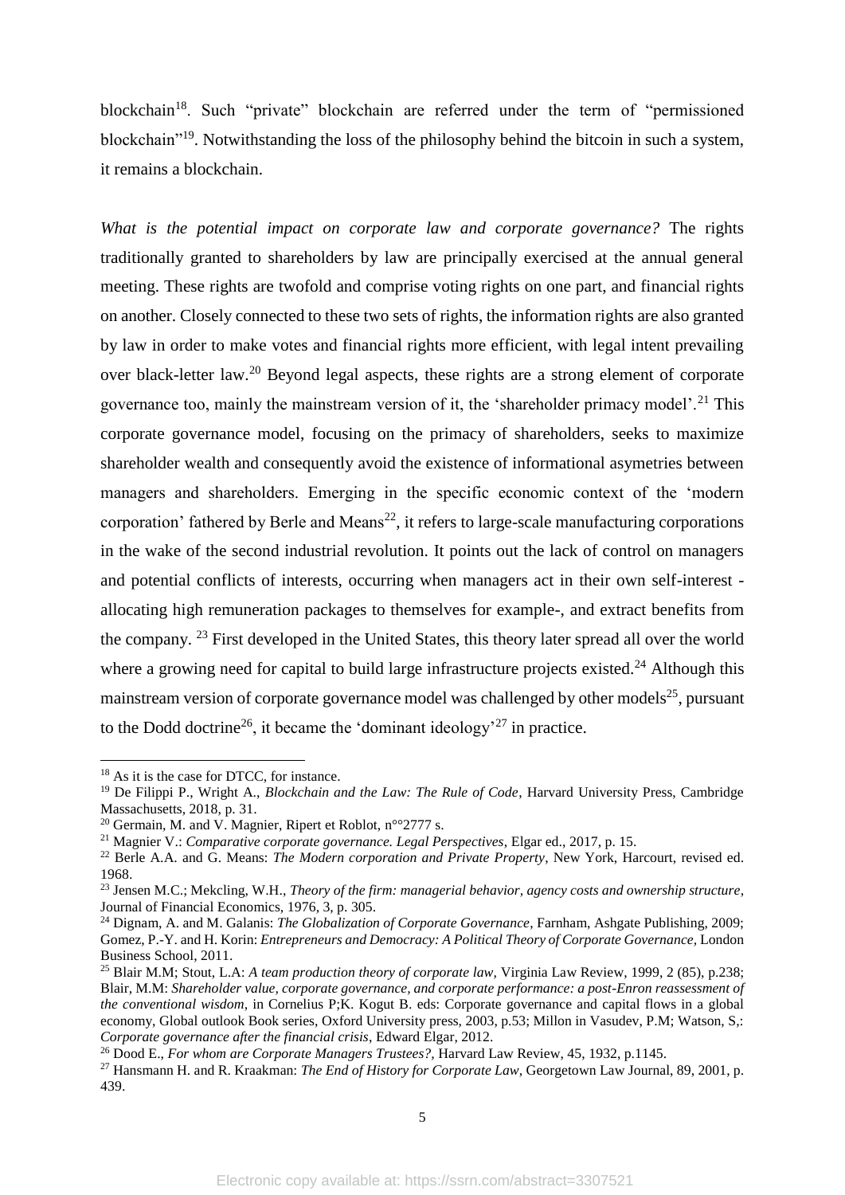blockchain[18]. Such "private" blockchain are referred under the term of "permissioned blockchain"[19]. Notwithstanding the loss of the philosophy behind the bitcoin in such a system, it remains a blockchain.

*What is the potential impact on corporate law and corporate governance?* The rights traditionally granted to shareholders by law are principally exercised at the annual general meeting. These rights are twofold and comprise voting rights on one part, and financial rights on another. Closely connected to these two sets of rights, the information rights are also granted by law in order to make votes and financial rights more efficient, with legal intent prevailing over black-letter law.[20] Beyond legal aspects, these rights are a strong element of corporate governance too, mainly the mainstream version of it, the 'shareholder primacy model'.[21] This corporate governance model, focusing on the primacy of shareholders, seeks to maximize shareholder wealth and consequently avoid the existence of informational asymetries between managers and shareholders. Emerging in the specific economic context of the 'modern corporation' fathered by Berle and Means[22], it refers to large-scale manufacturing corporations in the wake of the second industrial revolution. It points out the lack of control on managers and potential conflicts of interests, occurring when managers act in their own self-interest -allocating high remuneration packages to themselves for example-, and extract benefits from the company. [23] First developed in the United States, this theory later spread all over the world where a growing need for capital to build large infrastructure projects existed.[24] Although this mainstream version of corporate governance model was challenged by other models[25], pursuant to the Dodd doctrine[26], it became the 'dominant ideology'[27] in practice.

---

[18] As it is the case for DTCC, for instance.

[19] De Filippi P., Wright A., *Blockchain and the Law: The Rule of Code*, Harvard University Press, Cambridge Massachusetts, 2018, p. 31.

[20] Germain, M. and V. Magnier, Ripert et Roblot, n°°2777 s.

[21] Magnier V.: *Comparative corporate governance. Legal Perspectives*, Elgar ed., 2017, p. 15.

[22] Berle A.A. and G. Means: *The Modern corporation and Private Property*, New York, Harcourt, revised ed. 1968.

[23] Jensen M.C.; Mekcling, W.H., *Theory of the firm: managerial behavior, agency costs and ownership structure*, Journal of Financial Economics, 1976, 3, p. 305.

[24] Dignam, A. and M. Galanis: *The Globalization of Corporate Governance*, Farnham, Ashgate Publishing, 2009; Gomez, P.-Y. and H. Korin: *Entrepreneurs and Democracy: A Political Theory of Corporate Governance*, London Business School, 2011.

[25] Blair M.M; Stout, L.A: *A team production theory of corporate law*, Virginia Law Review, 1999, 2 (85), p.238; Blair, M.M: *Shareholder value, corporate governance, and corporate performance: a post-Enron reassessment of the conventional wisdom*, in Cornelius P;K. Kogut B. eds: Corporate governance and capital flows in a global economy, Global outlook Book series, Oxford University press, 2003, p.53; Millon in Vasudev, P.M; Watson, S,: *Corporate governance after the financial crisis*, Edward Elgar, 2012.

[26] Dood E., *For whom are Corporate Managers Trustees?*, Harvard Law Review, 45, 1932, p.1145.

[27] Hansmann H. and R. Kraakman: *The End of History for Corporate Law*, Georgetown Law Journal, 89, 2001, p. 439.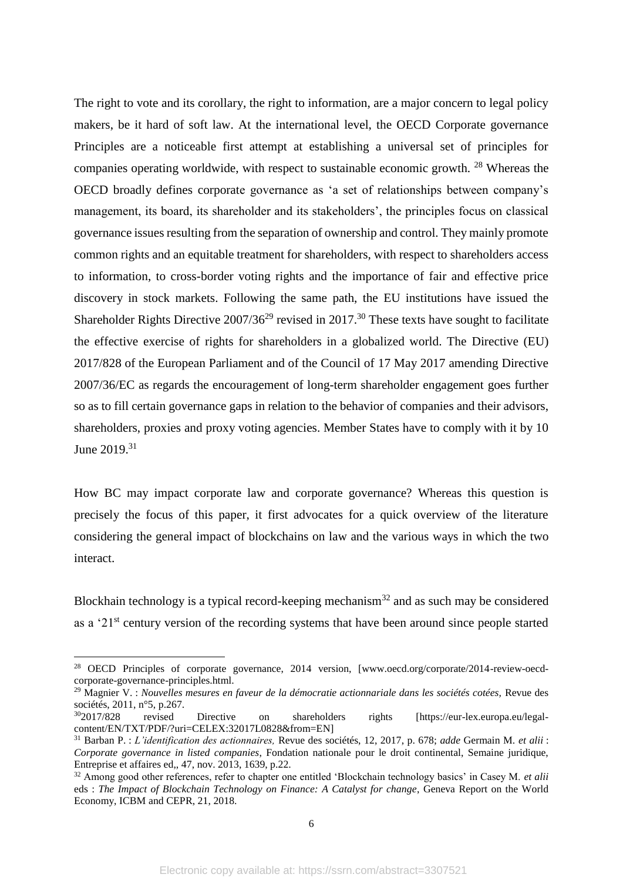The right to vote and its corollary, the right to information, are a major concern to legal policy makers, be it hard of soft law. At the international level, the OECD Corporate governance Principles are a noticeable first attempt at establishing a universal set of principles for companies operating worldwide, with respect to sustainable economic growth. [28] Whereas the OECD broadly defines corporate governance as 'a set of relationships between company's management, its board, its shareholder and its stakeholders', the principles focus on classical governance issues resulting from the separation of ownership and control. They mainly promote common rights and an equitable treatment for shareholders, with respect to shareholders access to information, to cross-border voting rights and the importance of fair and effective price discovery in stock markets. Following the same path, the EU institutions have issued the Shareholder Rights Directive 2007/36[29] revised in 2017.[30] These texts have sought to facilitate the effective exercise of rights for shareholders in a globalized world. The Directive (EU) 2017/828 of the European Parliament and of the Council of 17 May 2017 amending Directive 2007/36/EC as regards the encouragement of long-term shareholder engagement goes further so as to fill certain governance gaps in relation to the behavior of companies and their advisors, shareholders, proxies and proxy voting agencies. Member States have to comply with it by 10 June 2019.[31]

How BC may impact corporate law and corporate governance? Whereas this question is precisely the focus of this paper, it first advocates for a quick overview of the literature considering the general impact of blockchains on law and the various ways in which the two interact.

Blockhain technology is a typical record-keeping mechanism[32] and as such may be considered as a '21st century version of the recording systems that have been around since people started

---

[28] OECD Principles of corporate governance, 2014 version, [www.oecd.org/corporate/2014-review-oecd-corporate-governance-principles.html.

[29] Magnier V. : *Nouvelles mesures en faveur de la démocratie actionnariale dans les sociétés cotées,* Revue des sociétés, 2011, n°5, p.267.

[30] 2017/828 revised Directive on shareholders rights [https://eur-lex.europa.eu/legal-content/EN/TXT/PDF/?uri=CELEX:32017L0828&from=EN]

[31] Barban P. : *L'identification des actionnaires,* Revue des sociétés, 12, 2017, p. 678; *adde* Germain M. *et alii* : *Corporate governance in listed companies,* Fondation nationale pour le droit continental, Semaine juridique, Entreprise et affaires ed,, 47, nov. 2013, 1639, p.22.

[32] Among good other references, refer to chapter one entitled 'Blockchain technology basics' in Casey M. *et alii* eds : *The Impact of Blockchain Technology on Finance: A Catalyst for change*, Geneva Report on the World Economy, ICBM and CEPR, 21, 2018.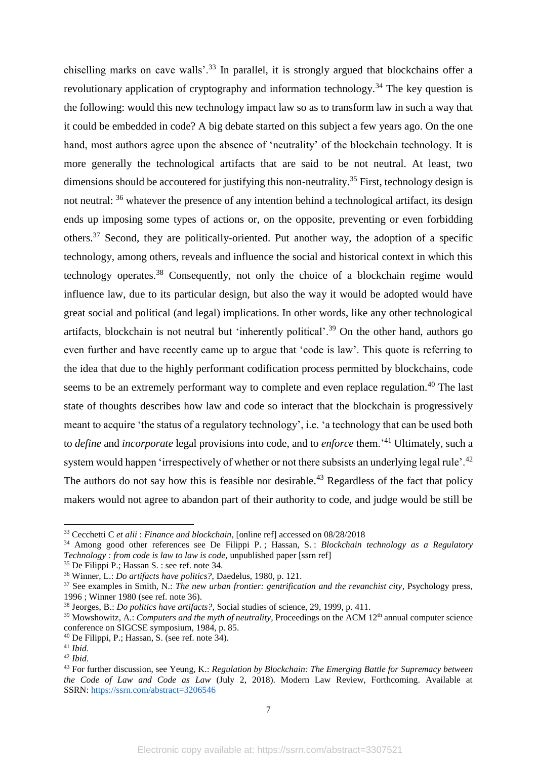chiselling marks on cave walls'.[33] In parallel, it is strongly argued that blockchains offer a revolutionary application of cryptography and information technology.[34] The key question is the following: would this new technology impact law so as to transform law in such a way that it could be embedded in code? A big debate started on this subject a few years ago. On the one hand, most authors agree upon the absence of 'neutrality' of the blockchain technology. It is more generally the technological artifacts that are said to be not neutral. At least, two dimensions should be accoutered for justifying this non-neutrality.[35] First, technology design is not neutral: [36] whatever the presence of any intention behind a technological artifact, its design ends up imposing some types of actions or, on the opposite, preventing or even forbidding others.[37] Second, they are politically-oriented. Put another way, the adoption of a specific technology, among others, reveals and influence the social and historical context in which this technology operates.[38] Consequently, not only the choice of a blockchain regime would influence law, due to its particular design, but also the way it would be adopted would have great social and political (and legal) implications. In other words, like any other technological artifacts, blockchain is not neutral but 'inherently political'.[39] On the other hand, authors go even further and have recently came up to argue that 'code is law'. This quote is referring to the idea that due to the highly performant codification process permitted by blockchains, code seems to be an extremely performant way to complete and even replace regulation.[40] The last state of thoughts describes how law and code so interact that the blockchain is progressively meant to acquire 'the status of a regulatory technology', i.e. 'a technology that can be used both to *define* and *incorporate* legal provisions into code, and to *enforce* them.'[41] Ultimately, such a system would happen 'irrespectively of whether or not there subsists an underlying legal rule'.[42] The authors do not say how this is feasible nor desirable.[43] Regardless of the fact that policy makers would not agree to abandon part of their authority to code, and judge would be still be

---

[33] Cecchetti C *et alii* : *Finance and blockchain*, [online ref] accessed on 08/28/2018

[34] Among good other references see De Filippi P. ; Hassan, S. : *Blockchain technology as a Regulatory Technology : from code is law to law is code*, unpublished paper [ssrn ref]

[35] De Filippi P.; Hassan S. : see ref. note 34.

[36] Winner, L.: *Do artifacts have politics?*, Daedelus, 1980, p. 121.

[37] See examples in Smith, N.: *The new urban frontier: gentrification and the revanchist city*, Psychology press, 1996 ; Winner 1980 (see ref. note 36).

[38] Jeorges, B.: *Do politics have artifacts?*, Social studies of science, 29, 1999, p. 411.

[39] Mowshowitz, A.: *Computers and the myth of neutrality*, Proceedings on the ACM 12th annual computer science conference on SIGCSE symposium, 1984, p. 85.

[40] De Filippi, P.; Hassan, S. (see ref. note 34).

[41] *Ibid*.

[42] *Ibid*.

[43] For further discussion, see Yeung, K.: *Regulation by Blockchain: The Emerging Battle for Supremacy between the Code of Law and Code as Law* (July 2, 2018). Modern Law Review, Forthcoming. Available at SSRN: https://ssrn.com/abstract=3206546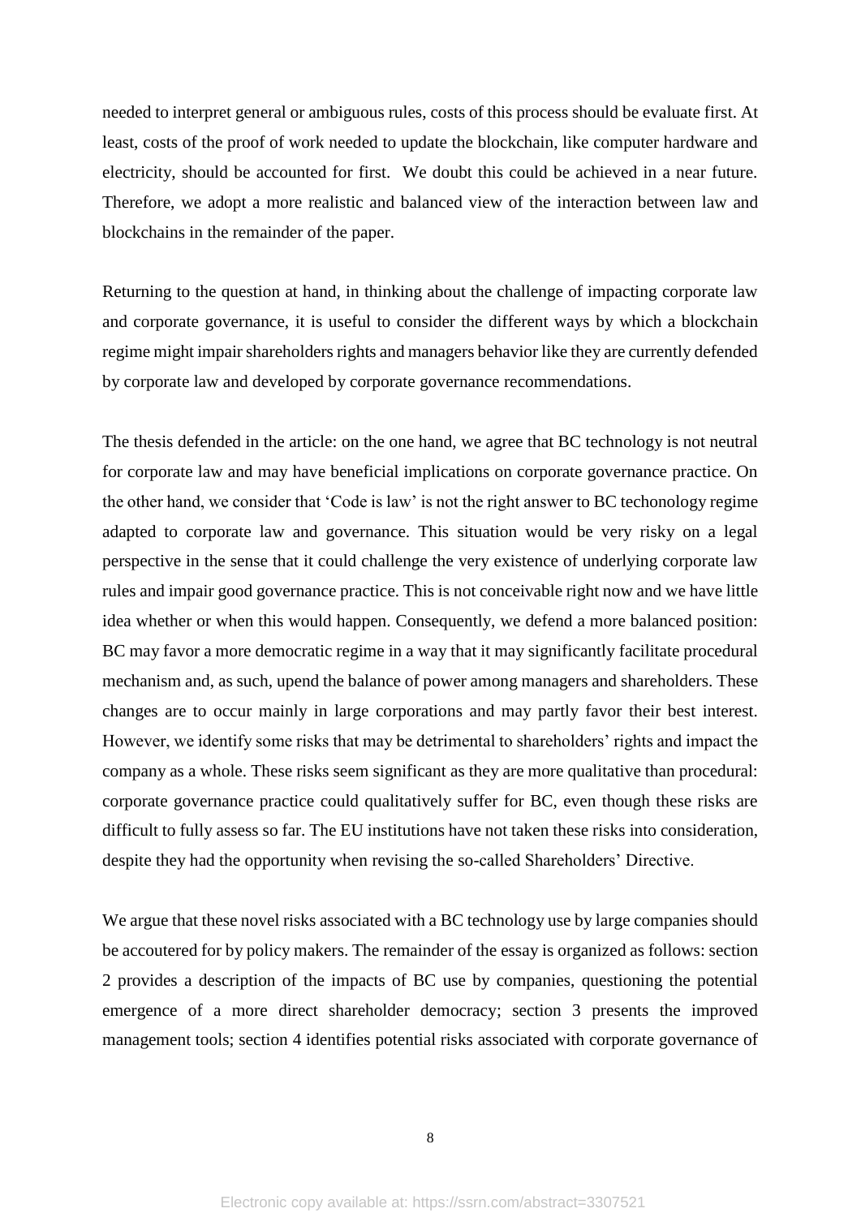needed to interpret general or ambiguous rules, costs of this process should be evaluate first. At least, costs of the proof of work needed to update the blockchain, like computer hardware and electricity, should be accounted for first. We doubt this could be achieved in a near future. Therefore, we adopt a more realistic and balanced view of the interaction between law and blockchains in the remainder of the paper.

Returning to the question at hand, in thinking about the challenge of impacting corporate law and corporate governance, it is useful to consider the different ways by which a blockchain regime might impair shareholders rights and managers behavior like they are currently defended by corporate law and developed by corporate governance recommendations.

The thesis defended in the article: on the one hand, we agree that BC technology is not neutral for corporate law and may have beneficial implications on corporate governance practice. On the other hand, we consider that 'Code is law' is not the right answer to BC techonology regime adapted to corporate law and governance. This situation would be very risky on a legal perspective in the sense that it could challenge the very existence of underlying corporate law rules and impair good governance practice. This is not conceivable right now and we have little idea whether or when this would happen. Consequently, we defend a more balanced position: BC may favor a more democratic regime in a way that it may significantly facilitate procedural mechanism and, as such, upend the balance of power among managers and shareholders. These changes are to occur mainly in large corporations and may partly favor their best interest. However, we identify some risks that may be detrimental to shareholders' rights and impact the company as a whole. These risks seem significant as they are more qualitative than procedural: corporate governance practice could qualitatively suffer for BC, even though these risks are difficult to fully assess so far. The EU institutions have not taken these risks into consideration, despite they had the opportunity when revising the so-called Shareholders' Directive.

We argue that these novel risks associated with a BC technology use by large companies should be accoutered for by policy makers. The remainder of the essay is organized as follows: section 2 provides a description of the impacts of BC use by companies, questioning the potential emergence of a more direct shareholder democracy; section 3 presents the improved management tools; section 4 identifies potential risks associated with corporate governance of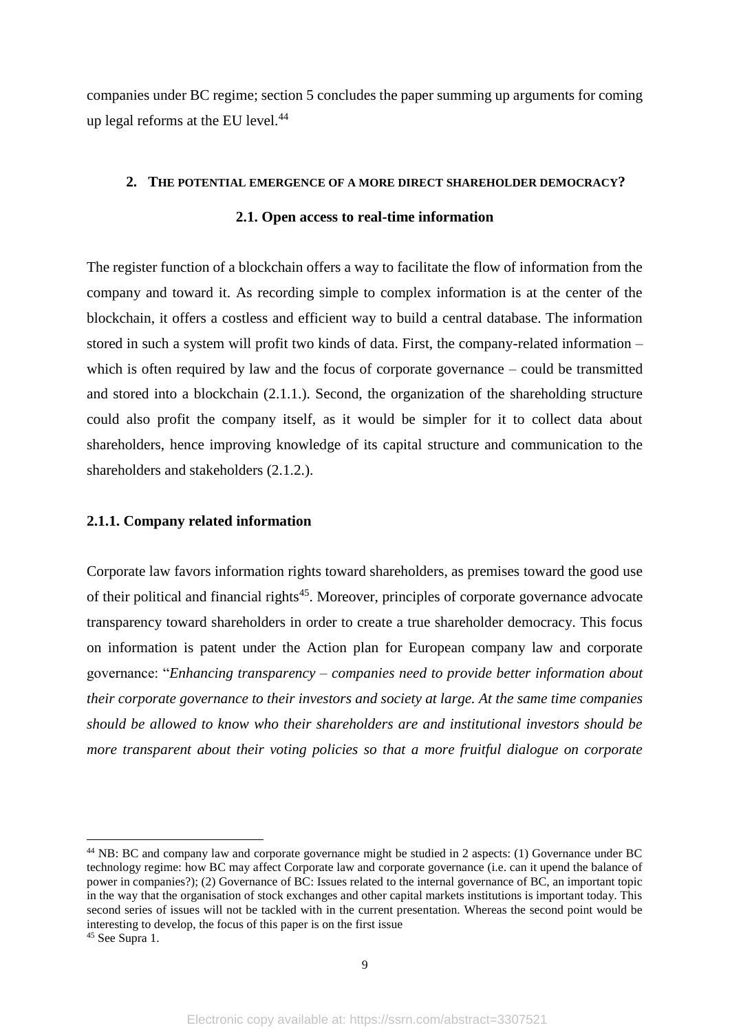companies under BC regime; section 5 concludes the paper summing up arguments for coming up legal reforms at the EU level.[44]

## 2. The potential emergence of a more direct shareholder democracy?

### 2.1. Open access to real-time information

The register function of a blockchain offers a way to facilitate the flow of information from the company and toward it. As recording simple to complex information is at the center of the blockchain, it offers a costless and efficient way to build a central database. The information stored in such a system will profit two kinds of data. First, the company-related information – which is often required by law and the focus of corporate governance – could be transmitted and stored into a blockchain (2.1.1.). Second, the organization of the shareholding structure could also profit the company itself, as it would be simpler for it to collect data about shareholders, hence improving knowledge of its capital structure and communication to the shareholders and stakeholders (2.1.2.).

#### 2.1.1. Company related information

Corporate law favors information rights toward shareholders, as premises toward the good use of their political and financial rights[45]. Moreover, principles of corporate governance advocate transparency toward shareholders in order to create a true shareholder democracy. This focus on information is patent under the Action plan for European company law and corporate governance: "*Enhancing transparency – companies need to provide better information about their corporate governance to their investors and society at large. At the same time companies should be allowed to know who their shareholders are and institutional investors should be more transparent about their voting policies so that a more fruitful dialogue on corporate*

---

[44] NB: BC and company law and corporate governance might be studied in 2 aspects: (1) Governance under BC technology regime: how BC may affect Corporate law and corporate governance (i.e. can it upend the balance of power in companies?); (2) Governance of BC: Issues related to the internal governance of BC, an important topic in the way that the organisation of stock exchanges and other capital markets institutions is important today. This second series of issues will not be tackled with in the current presentation. Whereas the second point would be interesting to develop, the focus of this paper is on the first issue

[45] See Supra 1.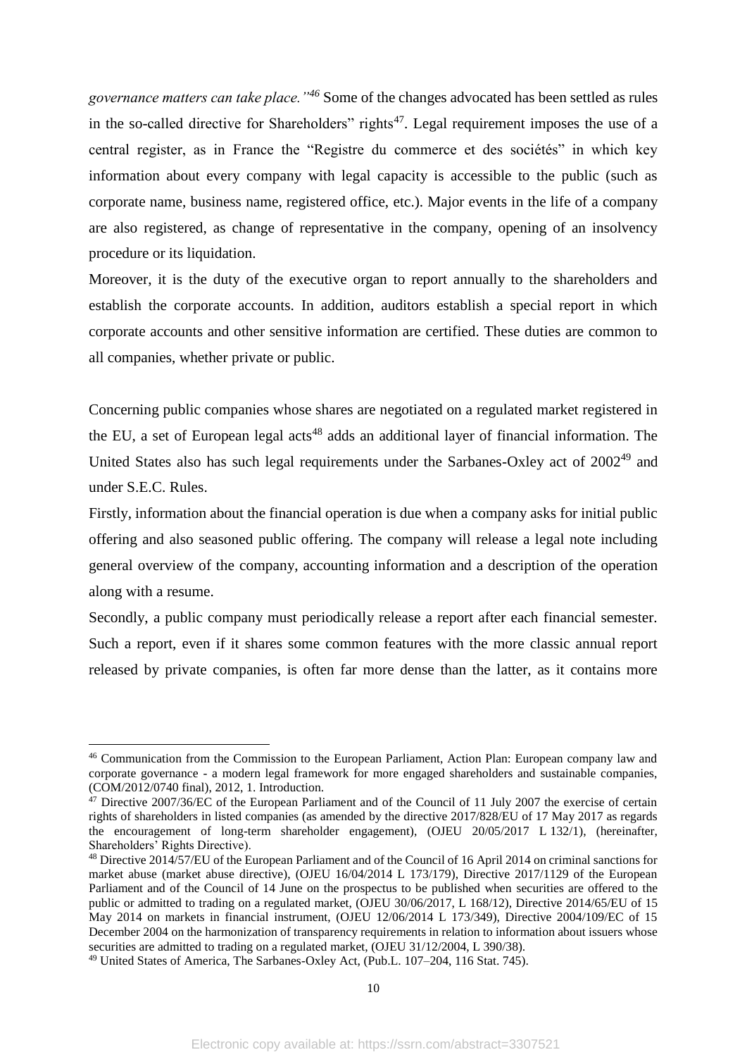*governance matters can take place."*[46] Some of the changes advocated has been settled as rules in the so-called directive for Shareholders" rights[47]. Legal requirement imposes the use of a central register, as in France the "Registre du commerce et des sociétés" in which key information about every company with legal capacity is accessible to the public (such as corporate name, business name, registered office, etc.). Major events in the life of a company are also registered, as change of representative in the company, opening of an insolvency procedure or its liquidation.

Moreover, it is the duty of the executive organ to report annually to the shareholders and establish the corporate accounts. In addition, auditors establish a special report in which corporate accounts and other sensitive information are certified. These duties are common to all companies, whether private or public.

Concerning public companies whose shares are negotiated on a regulated market registered in the EU, a set of European legal acts[48] adds an additional layer of financial information. The United States also has such legal requirements under the Sarbanes-Oxley act of 2002[49] and under S.E.C. Rules.

Firstly, information about the financial operation is due when a company asks for initial public offering and also seasoned public offering. The company will release a legal note including general overview of the company, accounting information and a description of the operation along with a resume.

Secondly, a public company must periodically release a report after each financial semester. Such a report, even if it shares some common features with the more classic annual report released by private companies, is often far more dense than the latter, as it contains more

---

[46] Communication from the Commission to the European Parliament, Action Plan: European company law and corporate governance - a modern legal framework for more engaged shareholders and sustainable companies, (COM/2012/0740 final), 2012, 1. Introduction.

[47] Directive 2007/36/EC of the European Parliament and of the Council of 11 July 2007 the exercise of certain rights of shareholders in listed companies (as amended by the directive 2017/828/EU of 17 May 2017 as regards the encouragement of long-term shareholder engagement), (OJEU 20/05/2017 L 132/1), (hereinafter, Shareholders' Rights Directive).

[48] Directive 2014/57/EU of the European Parliament and of the Council of 16 April 2014 on criminal sanctions for market abuse (market abuse directive), (OJEU 16/04/2014 L 173/179), Directive 2017/1129 of the European Parliament and of the Council of 14 June on the prospectus to be published when securities are offered to the public or admitted to trading on a regulated market, (OJEU 30/06/2017, L 168/12), Directive 2014/65/EU of 15 May 2014 on markets in financial instrument, (OJEU 12/06/2014 L 173/349), Directive 2004/109/EC of 15 December 2004 on the harmonization of transparency requirements in relation to information about issuers whose securities are admitted to trading on a regulated market, (OJEU 31/12/2004, L 390/38).

[49] United States of America, The Sarbanes-Oxley Act, (Pub.L. 107–204, 116 Stat. 745).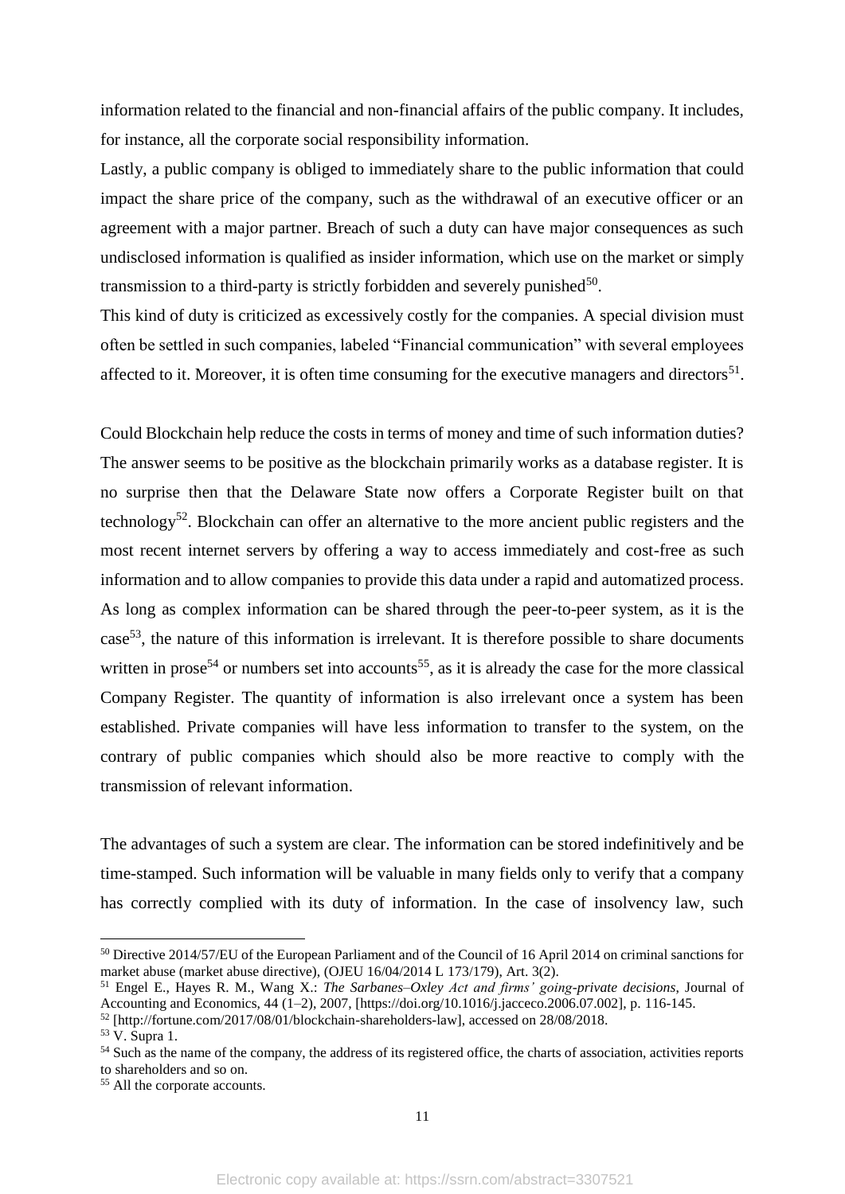information related to the financial and non-financial affairs of the public company. It includes, for instance, all the corporate social responsibility information.

Lastly, a public company is obliged to immediately share to the public information that could impact the share price of the company, such as the withdrawal of an executive officer or an agreement with a major partner. Breach of such a duty can have major consequences as such undisclosed information is qualified as insider information, which use on the market or simply transmission to a third-party is strictly forbidden and severely punished[50].

This kind of duty is criticized as excessively costly for the companies. A special division must often be settled in such companies, labeled "Financial communication" with several employees affected to it. Moreover, it is often time consuming for the executive managers and directors[51].

Could Blockchain help reduce the costs in terms of money and time of such information duties? The answer seems to be positive as the blockchain primarily works as a database register. It is no surprise then that the Delaware State now offers a Corporate Register built on that technology[52]. Blockchain can offer an alternative to the more ancient public registers and the most recent internet servers by offering a way to access immediately and cost-free as such information and to allow companies to provide this data under a rapid and automatized process. As long as complex information can be shared through the peer-to-peer system, as it is the case[53], the nature of this information is irrelevant. It is therefore possible to share documents written in prose[54] or numbers set into accounts[55], as it is already the case for the more classical Company Register. The quantity of information is also irrelevant once a system has been established. Private companies will have less information to transfer to the system, on the contrary of public companies which should also be more reactive to comply with the transmission of relevant information.

The advantages of such a system are clear. The information can be stored indefinitively and be time-stamped. Such information will be valuable in many fields only to verify that a company has correctly complied with its duty of information. In the case of insolvency law, such

---

[50] Directive 2014/57/EU of the European Parliament and of the Council of 16 April 2014 on criminal sanctions for market abuse (market abuse directive), (OJEU 16/04/2014 L 173/179), Art. 3(2).

[51] Engel E., Hayes R. M., Wang X.: *The Sarbanes–Oxley Act and firms' going-private decisions*, Journal of Accounting and Economics, 44 (1–2), 2007, [https://doi.org/10.1016/j.jacceco.2006.07.002], p. 116-145.

[52] [http://fortune.com/2017/08/01/blockchain-shareholders-law], accessed on 28/08/2018.

[53] V. Supra 1.

[54] Such as the name of the company, the address of its registered office, the charts of association, activities reports to shareholders and so on.

[55] All the corporate accounts.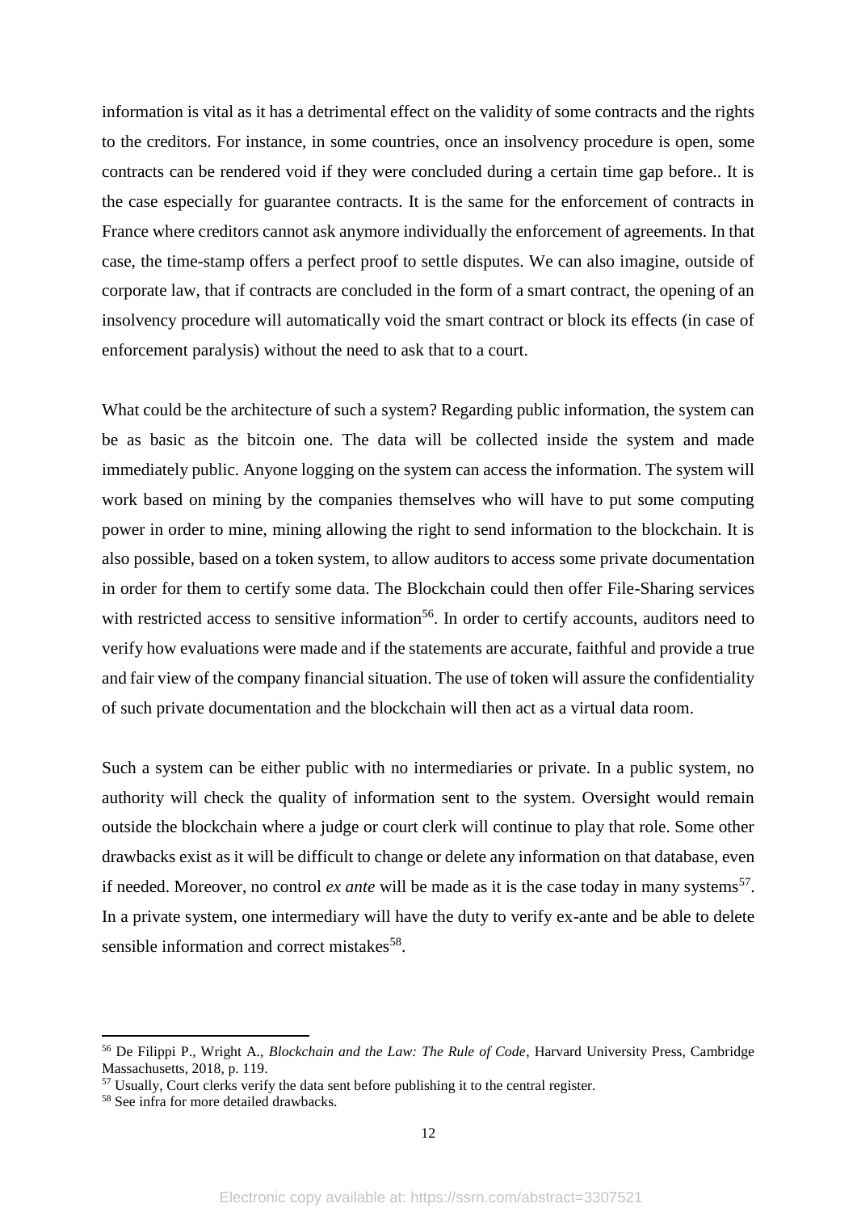information is vital as it has a detrimental effect on the validity of some contracts and the rights to the creditors. For instance, in some countries, once an insolvency procedure is open, some contracts can be rendered void if they were concluded during a certain time gap before.. It is the case especially for guarantee contracts. It is the same for the enforcement of contracts in France where creditors cannot ask anymore individually the enforcement of agreements. In that case, the time-stamp offers a perfect proof to settle disputes. We can also imagine, outside of corporate law, that if contracts are concluded in the form of a smart contract, the opening of an insolvency procedure will automatically void the smart contract or block its effects (in case of enforcement paralysis) without the need to ask that to a court.

What could be the architecture of such a system? Regarding public information, the system can be as basic as the bitcoin one. The data will be collected inside the system and made immediately public. Anyone logging on the system can access the information. The system will work based on mining by the companies themselves who will have to put some computing power in order to mine, mining allowing the right to send information to the blockchain. It is also possible, based on a token system, to allow auditors to access some private documentation in order for them to certify some data. The Blockchain could then offer File-Sharing services with restricted access to sensitive information[56]. In order to certify accounts, auditors need to verify how evaluations were made and if the statements are accurate, faithful and provide a true and fair view of the company financial situation. The use of token will assure the confidentiality of such private documentation and the blockchain will then act as a virtual data room.

Such a system can be either public with no intermediaries or private. In a public system, no authority will check the quality of information sent to the system. Oversight would remain outside the blockchain where a judge or court clerk will continue to play that role. Some other drawbacks exist as it will be difficult to change or delete any information on that database, even if needed. Moreover, no control *ex ante* will be made as it is the case today in many systems[57]. In a private system, one intermediary will have the duty to verify ex-ante and be able to delete sensible information and correct mistakes[58].

---

[56] De Filippi P., Wright A., *Blockchain and the Law: The Rule of Code*, Harvard University Press, Cambridge Massachusetts, 2018, p. 119.

[57] Usually, Court clerks verify the data sent before publishing it to the central register.

[58] See infra for more detailed drawbacks.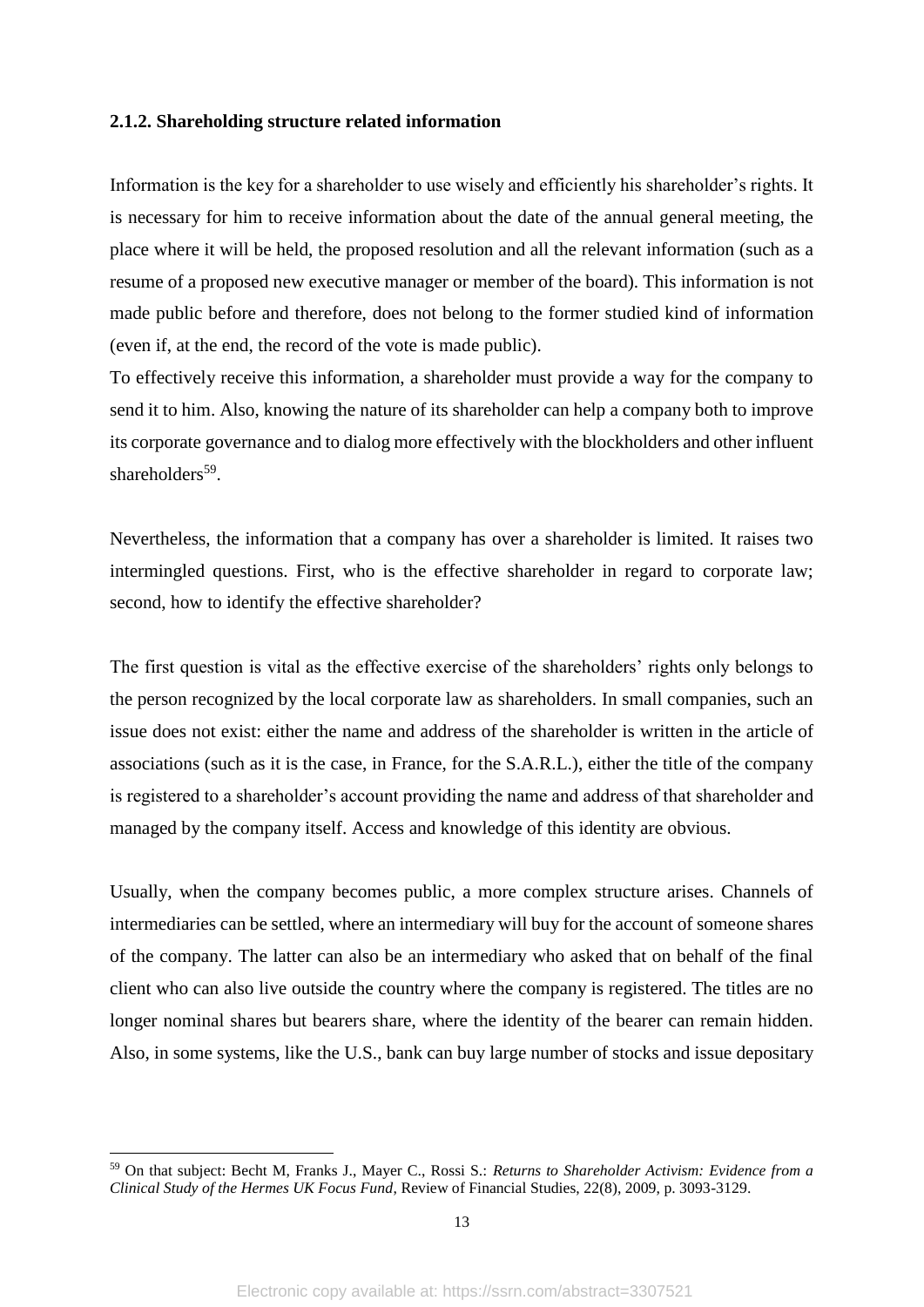### 2.1.2. Shareholding structure related information

Information is the key for a shareholder to use wisely and efficiently his shareholder's rights. It is necessary for him to receive information about the date of the annual general meeting, the place where it will be held, the proposed resolution and all the relevant information (such as a resume of a proposed new executive manager or member of the board). This information is not made public before and therefore, does not belong to the former studied kind of information (even if, at the end, the record of the vote is made public).

To effectively receive this information, a shareholder must provide a way for the company to send it to him. Also, knowing the nature of its shareholder can help a company both to improve its corporate governance and to dialog more effectively with the blockholders and other influent shareholders[59].

Nevertheless, the information that a company has over a shareholder is limited. It raises two intermingled questions. First, who is the effective shareholder in regard to corporate law; second, how to identify the effective shareholder?

The first question is vital as the effective exercise of the shareholders' rights only belongs to the person recognized by the local corporate law as shareholders. In small companies, such an issue does not exist: either the name and address of the shareholder is written in the article of associations (such as it is the case, in France, for the S.A.R.L.), either the title of the company is registered to a shareholder's account providing the name and address of that shareholder and managed by the company itself. Access and knowledge of this identity are obvious.

Usually, when the company becomes public, a more complex structure arises. Channels of intermediaries can be settled, where an intermediary will buy for the account of someone shares of the company. The latter can also be an intermediary who asked that on behalf of the final client who can also live outside the country where the company is registered. The titles are no longer nominal shares but bearers share, where the identity of the bearer can remain hidden. Also, in some systems, like the U.S., bank can buy large number of stocks and issue depositary

[59] On that subject: Becht M, Franks J., Mayer C., Rossi S.: *Returns to Shareholder Activism: Evidence from a Clinical Study of the Hermes UK Focus Fund*, Review of Financial Studies, 22(8), 2009, p. 3093-3129.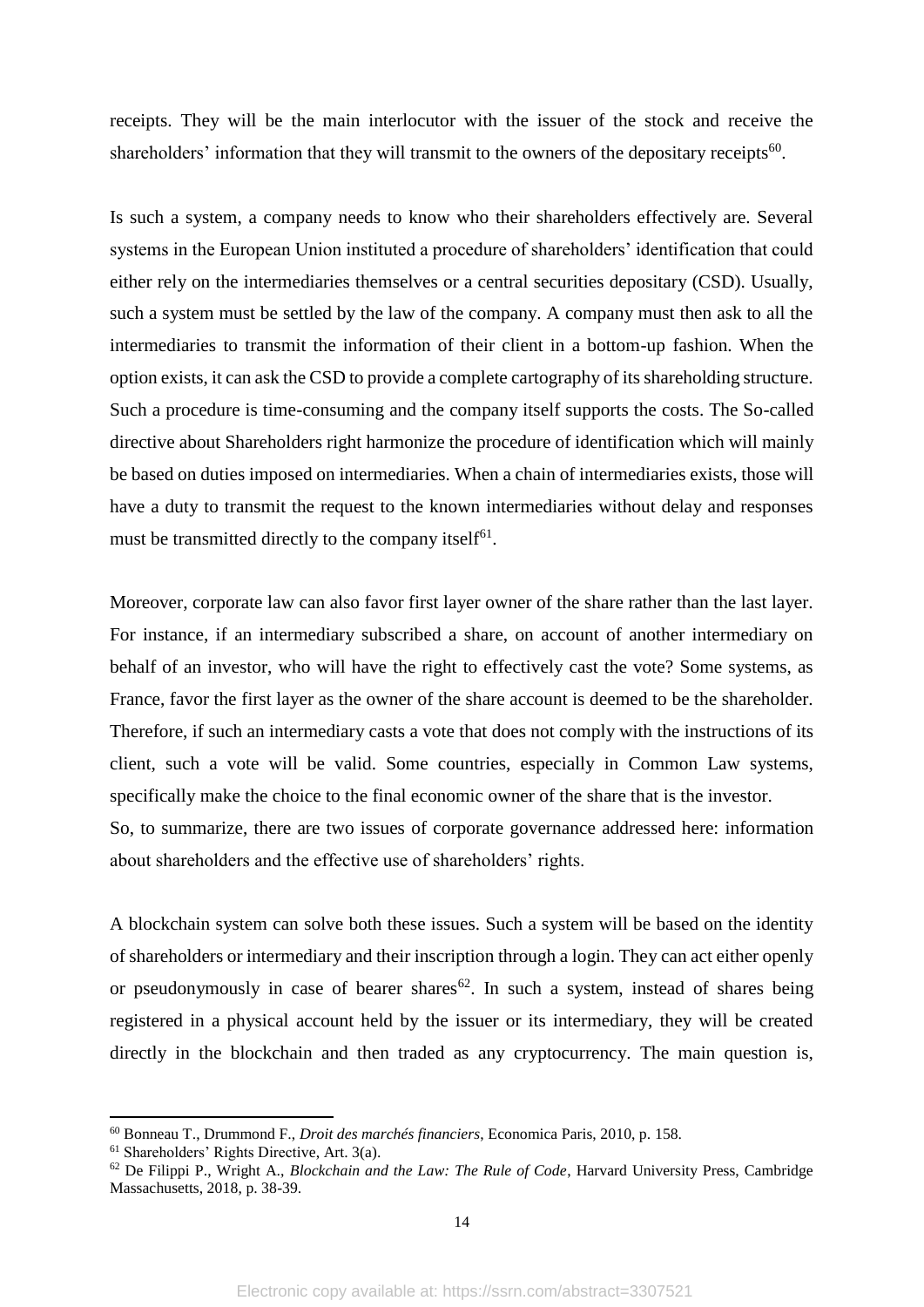receipts. They will be the main interlocutor with the issuer of the stock and receive the shareholders' information that they will transmit to the owners of the depositary receipts[60].

Is such a system, a company needs to know who their shareholders effectively are. Several systems in the European Union instituted a procedure of shareholders' identification that could either rely on the intermediaries themselves or a central securities depositary (CSD). Usually, such a system must be settled by the law of the company. A company must then ask to all the intermediaries to transmit the information of their client in a bottom-up fashion. When the option exists, it can ask the CSD to provide a complete cartography of its shareholding structure. Such a procedure is time-consuming and the company itself supports the costs. The So-called directive about Shareholders right harmonize the procedure of identification which will mainly be based on duties imposed on intermediaries. When a chain of intermediaries exists, those will have a duty to transmit the request to the known intermediaries without delay and responses must be transmitted directly to the company itself[61].

Moreover, corporate law can also favor first layer owner of the share rather than the last layer. For instance, if an intermediary subscribed a share, on account of another intermediary on behalf of an investor, who will have the right to effectively cast the vote? Some systems, as France, favor the first layer as the owner of the share account is deemed to be the shareholder. Therefore, if such an intermediary casts a vote that does not comply with the instructions of its client, such a vote will be valid. Some countries, especially in Common Law systems, specifically make the choice to the final economic owner of the share that is the investor.
So, to summarize, there are two issues of corporate governance addressed here: information about shareholders and the effective use of shareholders' rights.

A blockchain system can solve both these issues. Such a system will be based on the identity of shareholders or intermediary and their inscription through a login. They can act either openly or pseudonymously in case of bearer shares[62]. In such a system, instead of shares being registered in a physical account held by the issuer or its intermediary, they will be created directly in the blockchain and then traded as any cryptocurrency. The main question is,

---

[60] Bonneau T., Drummond F., *Droit des marchés financiers*, Economica Paris, 2010, p. 158.

[61] Shareholders' Rights Directive, Art. 3(a).

[62] De Filippi P., Wright A., *Blockchain and the Law: The Rule of Code*, Harvard University Press, Cambridge Massachusetts, 2018, p. 38-39.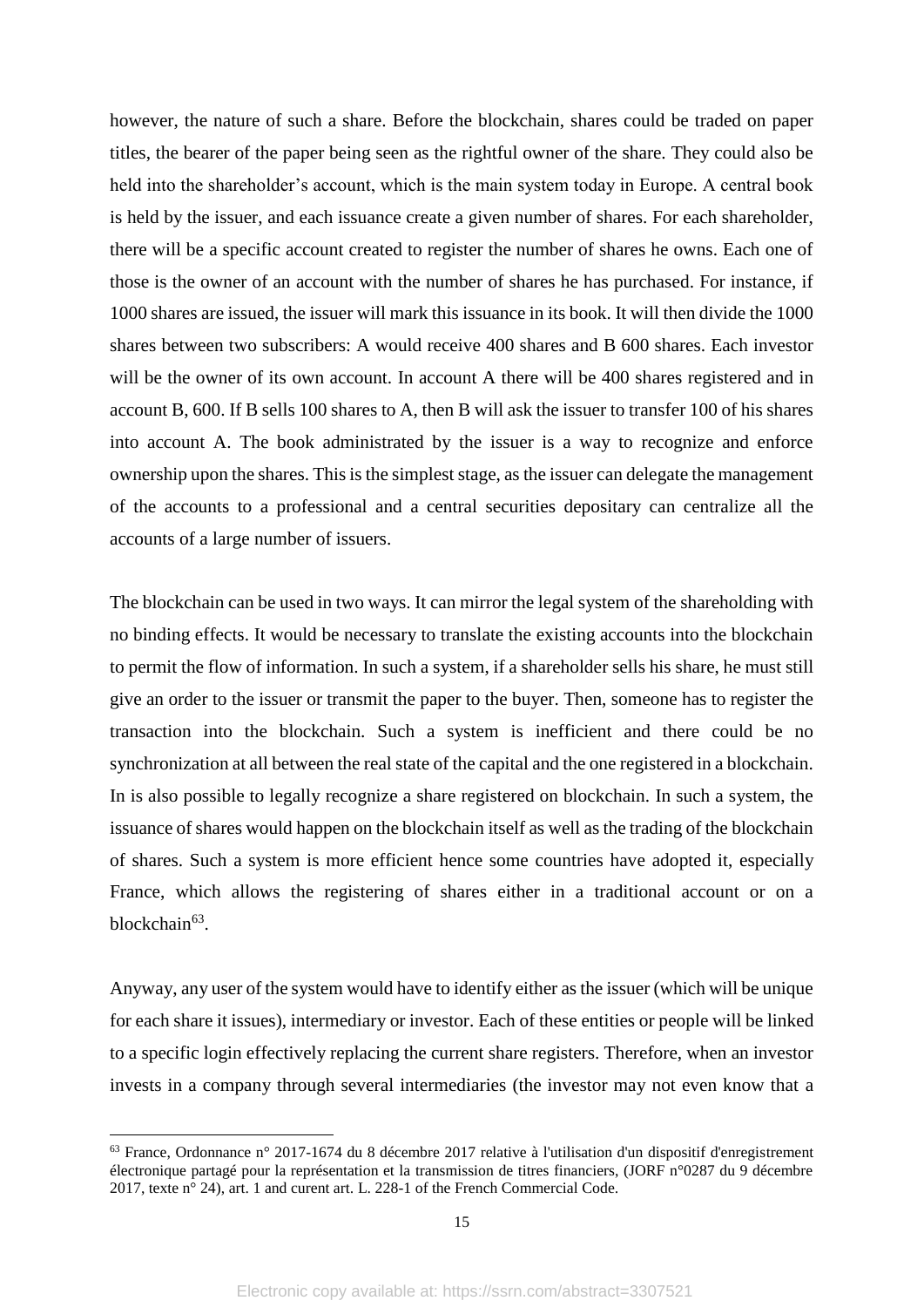however, the nature of such a share. Before the blockchain, shares could be traded on paper titles, the bearer of the paper being seen as the rightful owner of the share. They could also be held into the shareholder's account, which is the main system today in Europe. A central book is held by the issuer, and each issuance create a given number of shares. For each shareholder, there will be a specific account created to register the number of shares he owns. Each one of those is the owner of an account with the number of shares he has purchased. For instance, if 1000 shares are issued, the issuer will mark this issuance in its book. It will then divide the 1000 shares between two subscribers: A would receive 400 shares and B 600 shares. Each investor will be the owner of its own account. In account A there will be 400 shares registered and in account B, 600. If B sells 100 shares to A, then B will ask the issuer to transfer 100 of his shares into account A. The book administrated by the issuer is a way to recognize and enforce ownership upon the shares. This is the simplest stage, as the issuer can delegate the management of the accounts to a professional and a central securities depositary can centralize all the accounts of a large number of issuers.

The blockchain can be used in two ways. It can mirror the legal system of the shareholding with no binding effects. It would be necessary to translate the existing accounts into the blockchain to permit the flow of information. In such a system, if a shareholder sells his share, he must still give an order to the issuer or transmit the paper to the buyer. Then, someone has to register the transaction into the blockchain. Such a system is inefficient and there could be no synchronization at all between the real state of the capital and the one registered in a blockchain. In is also possible to legally recognize a share registered on blockchain. In such a system, the issuance of shares would happen on the blockchain itself as well as the trading of the blockchain of shares. Such a system is more efficient hence some countries have adopted it, especially France, which allows the registering of shares either in a traditional account or on a blockchain[63].

Anyway, any user of the system would have to identify either as the issuer (which will be unique for each share it issues), intermediary or investor. Each of these entities or people will be linked to a specific login effectively replacing the current share registers. Therefore, when an investor invests in a company through several intermediaries (the investor may not even know that a

[63] France, Ordonnance n° 2017-1674 du 8 décembre 2017 relative à l'utilisation d'un dispositif d'enregistrement électronique partagé pour la représentation et la transmission de titres financiers, (JORF n°0287 du 9 décembre 2017, texte n° 24), art. 1 and curent art. L. 228-1 of the French Commercial Code.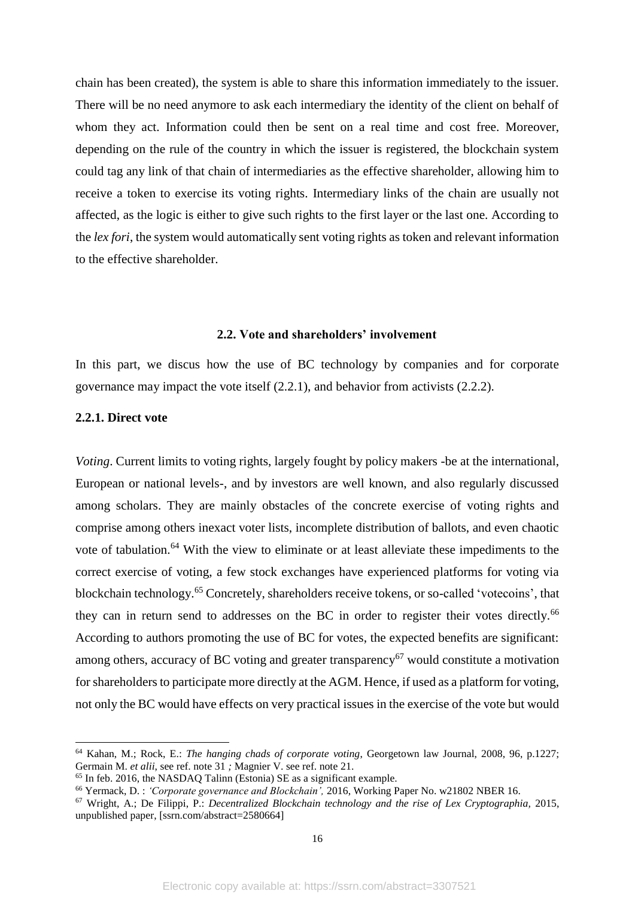chain has been created), the system is able to share this information immediately to the issuer. There will be no need anymore to ask each intermediary the identity of the client on behalf of whom they act. Information could then be sent on a real time and cost free. Moreover, depending on the rule of the country in which the issuer is registered, the blockchain system could tag any link of that chain of intermediaries as the effective shareholder, allowing him to receive a token to exercise its voting rights. Intermediary links of the chain are usually not affected, as the logic is either to give such rights to the first layer or the last one. According to the *lex fori*, the system would automatically sent voting rights as token and relevant information to the effective shareholder.

### 2.2. Vote and shareholders' involvement

In this part, we discus how the use of BC technology by companies and for corporate governance may impact the vote itself (2.2.1), and behavior from activists (2.2.2).

#### 2.2.1. Direct vote

*Voting*. Current limits to voting rights, largely fought by policy makers -be at the international, European or national levels-, and by investors are well known, and also regularly discussed among scholars. They are mainly obstacles of the concrete exercise of voting rights and comprise among others inexact voter lists, incomplete distribution of ballots, and even chaotic vote of tabulation.[64] With the view to eliminate or at least alleviate these impediments to the correct exercise of voting, a few stock exchanges have experienced platforms for voting via blockchain technology.[65] Concretely, shareholders receive tokens, or so-called 'votecoins', that they can in return send to addresses on the BC in order to register their votes directly.[66] According to authors promoting the use of BC for votes, the expected benefits are significant: among others, accuracy of BC voting and greater transparency[67] would constitute a motivation for shareholders to participate more directly at the AGM. Hence, if used as a platform for voting, not only the BC would have effects on very practical issues in the exercise of the vote but would

---

[64] Kahan, M.; Rock, E.: *The hanging chads of corporate voting*, Georgetown law Journal, 2008, 96, p.1227; Germain M. *et alii*, see ref. note 31 *;* Magnier V. see ref. note 21.

[65] In feb. 2016, the NASDAQ Talinn (Estonia) SE as a significant example.

[66] Yermack, D. : *'Corporate governance and Blockchain'*, 2016, Working Paper No. w21802 NBER 16.

[67] Wright, A.; De Filippi, P.: *Decentralized Blockchain technology and the rise of Lex Cryptographia*, 2015, unpublished paper, [ssrn.com/abstract=2580664]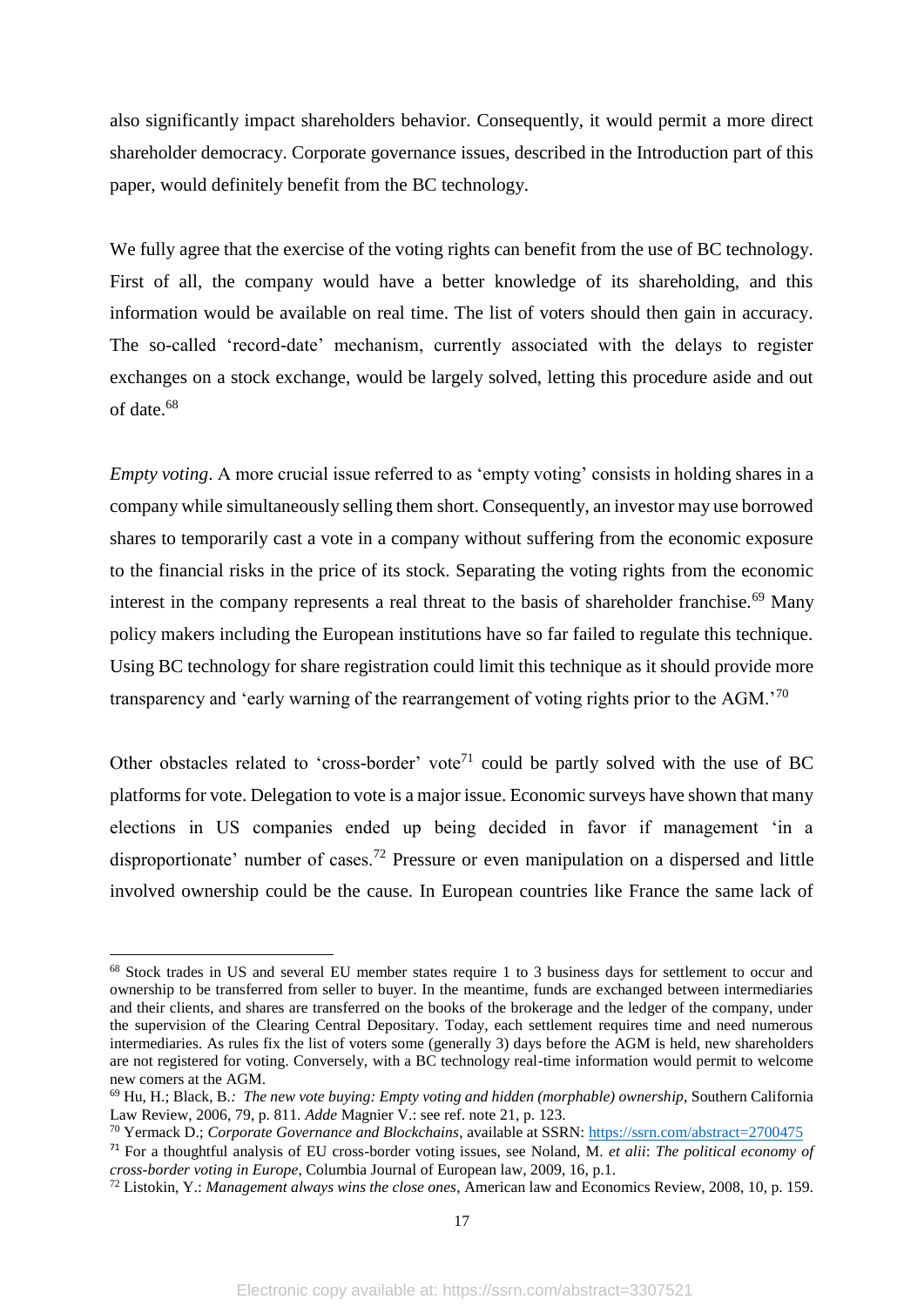also significantly impact shareholders behavior. Consequently, it would permit a more direct shareholder democracy. Corporate governance issues, described in the Introduction part of this paper, would definitely benefit from the BC technology.

We fully agree that the exercise of the voting rights can benefit from the use of BC technology. First of all, the company would have a better knowledge of its shareholding, and this information would be available on real time. The list of voters should then gain in accuracy. The so-called 'record-date' mechanism, currently associated with the delays to register exchanges on a stock exchange, would be largely solved, letting this procedure aside and out of date.[68]

*Empty voting*. A more crucial issue referred to as 'empty voting' consists in holding shares in a company while simultaneously selling them short. Consequently, an investor may use borrowed shares to temporarily cast a vote in a company without suffering from the economic exposure to the financial risks in the price of its stock. Separating the voting rights from the economic interest in the company represents a real threat to the basis of shareholder franchise.[69] Many policy makers including the European institutions have so far failed to regulate this technique. Using BC technology for share registration could limit this technique as it should provide more transparency and 'early warning of the rearrangement of voting rights prior to the AGM.'[70]

Other obstacles related to 'cross-border' vote[71] could be partly solved with the use of BC platforms for vote. Delegation to vote is a major issue. Economic surveys have shown that many elections in US companies ended up being decided in favor if management 'in a disproportionate' number of cases.[72] Pressure or even manipulation on a dispersed and little involved ownership could be the cause. In European countries like France the same lack of

---

[68] Stock trades in US and several EU member states require 1 to 3 business days for settlement to occur and ownership to be transferred from seller to buyer. In the meantime, funds are exchanged between intermediaries and their clients, and shares are transferred on the books of the brokerage and the ledger of the company, under the supervision of the Clearing Central Depositary. Today, each settlement requires time and need numerous intermediaries. As rules fix the list of voters some (generally 3) days before the AGM is held, new shareholders are not registered for voting. Conversely, with a BC technology real-time information would permit to welcome new comers at the AGM.

[69] Hu, H.; Black, B.*: The new vote buying: Empty voting and hidden (morphable) ownership*, Southern California Law Review, 2006, 79, p. 811. *Adde* Magnier V.: see ref. note 21, p. 123.

[70] Yermack D.; *Corporate Governance and Blockchains*, available at SSRN: https://ssrn.com/abstract=2700475

[71] For a thoughtful analysis of EU cross-border voting issues, see Noland, M. *et alii*: *The political economy of cross-border voting in Europe*, Columbia Journal of European law, 2009, 16, p.1.

[72] Listokin, Y.: *Management always wins the close ones*, American law and Economics Review, 2008, 10, p. 159.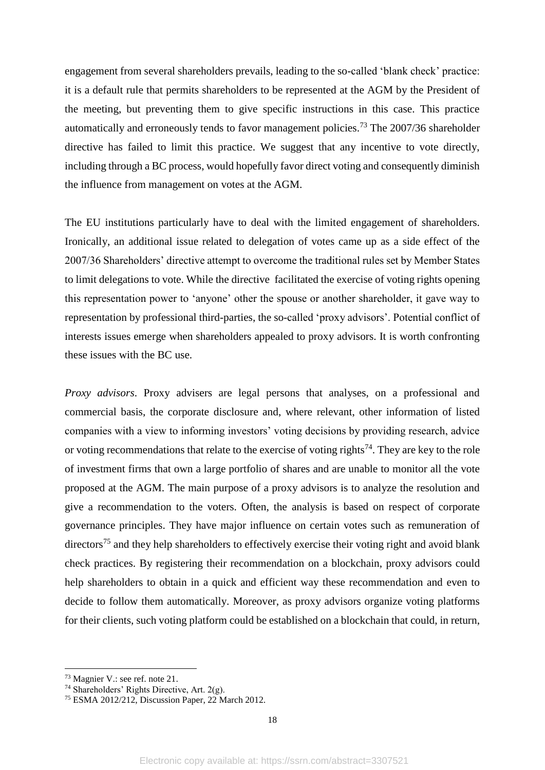engagement from several shareholders prevails, leading to the so-called 'blank check' practice: it is a default rule that permits shareholders to be represented at the AGM by the President of the meeting, but preventing them to give specific instructions in this case. This practice automatically and erroneously tends to favor management policies.[73] The 2007/36 shareholder directive has failed to limit this practice. We suggest that any incentive to vote directly, including through a BC process, would hopefully favor direct voting and consequently diminish the influence from management on votes at the AGM.

The EU institutions particularly have to deal with the limited engagement of shareholders. Ironically, an additional issue related to delegation of votes came up as a side effect of the 2007/36 Shareholders' directive attempt to overcome the traditional rules set by Member States to limit delegations to vote. While the directive facilitated the exercise of voting rights opening this representation power to 'anyone' other the spouse or another shareholder, it gave way to representation by professional third-parties, the so-called 'proxy advisors'. Potential conflict of interests issues emerge when shareholders appealed to proxy advisors. It is worth confronting these issues with the BC use.

*Proxy advisors*. Proxy advisers are legal persons that analyses, on a professional and commercial basis, the corporate disclosure and, where relevant, other information of listed companies with a view to informing investors' voting decisions by providing research, advice or voting recommendations that relate to the exercise of voting rights[74]. They are key to the role of investment firms that own a large portfolio of shares and are unable to monitor all the vote proposed at the AGM. The main purpose of a proxy advisors is to analyze the resolution and give a recommendation to the voters. Often, the analysis is based on respect of corporate governance principles. They have major influence on certain votes such as remuneration of directors[75] and they help shareholders to effectively exercise their voting right and avoid blank check practices. By registering their recommendation on a blockchain, proxy advisors could help shareholders to obtain in a quick and efficient way these recommendation and even to decide to follow them automatically. Moreover, as proxy advisors organize voting platforms for their clients, such voting platform could be established on a blockchain that could, in return,

[73] Magnier V.: see ref. note 21.

[74] Shareholders' Rights Directive, Art. 2(g).

[75] ESMA 2012/212, Discussion Paper, 22 March 2012.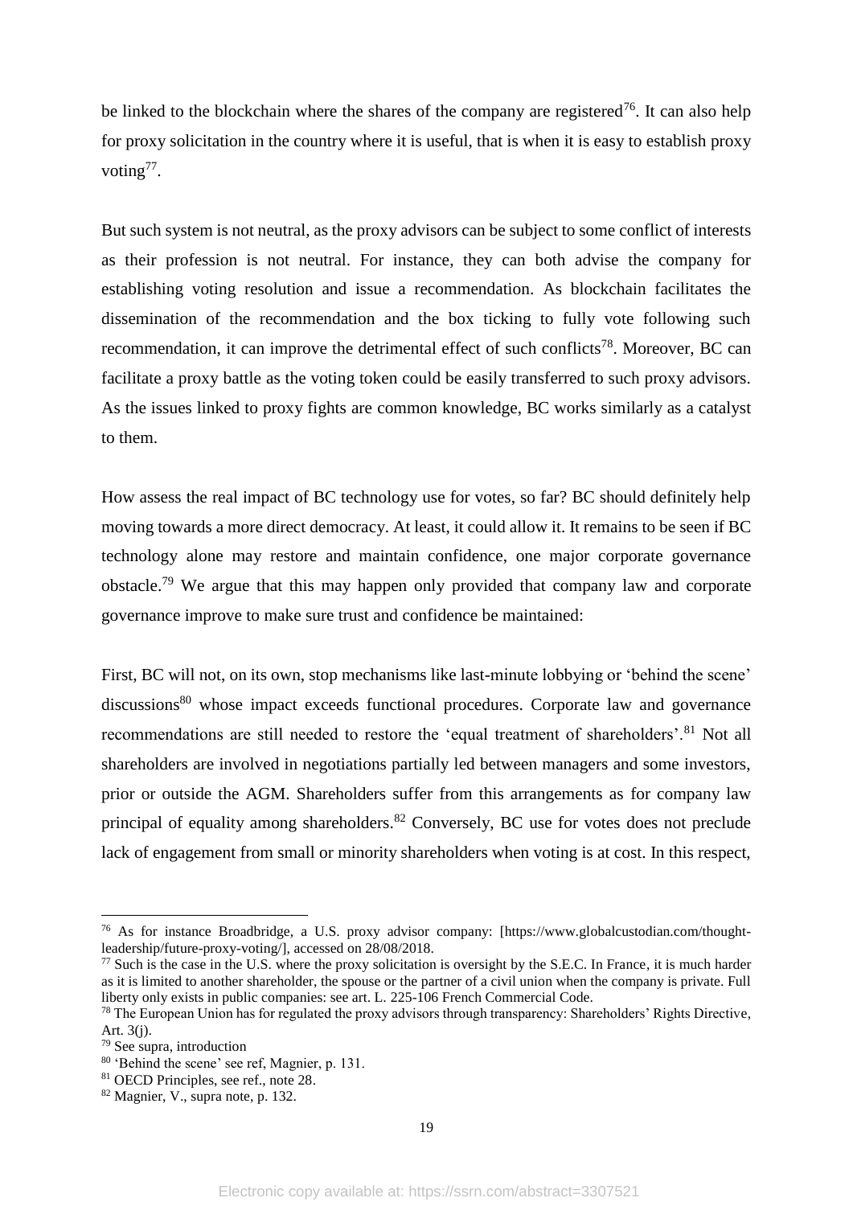be linked to the blockchain where the shares of the company are registered[76]. It can also help for proxy solicitation in the country where it is useful, that is when it is easy to establish proxy voting[77].

But such system is not neutral, as the proxy advisors can be subject to some conflict of interests as their profession is not neutral. For instance, they can both advise the company for establishing voting resolution and issue a recommendation. As blockchain facilitates the dissemination of the recommendation and the box ticking to fully vote following such recommendation, it can improve the detrimental effect of such conflicts[78]. Moreover, BC can facilitate a proxy battle as the voting token could be easily transferred to such proxy advisors. As the issues linked to proxy fights are common knowledge, BC works similarly as a catalyst to them.

How assess the real impact of BC technology use for votes, so far? BC should definitely help moving towards a more direct democracy. At least, it could allow it. It remains to be seen if BC technology alone may restore and maintain confidence, one major corporate governance obstacle.[79] We argue that this may happen only provided that company law and corporate governance improve to make sure trust and confidence be maintained:

First, BC will not, on its own, stop mechanisms like last-minute lobbying or 'behind the scene' discussions[80] whose impact exceeds functional procedures. Corporate law and governance recommendations are still needed to restore the 'equal treatment of shareholders'.[81] Not all shareholders are involved in negotiations partially led between managers and some investors, prior or outside the AGM. Shareholders suffer from this arrangements as for company law principal of equality among shareholders.[82] Conversely, BC use for votes does not preclude lack of engagement from small or minority shareholders when voting is at cost. In this respect,

---

[76] As for instance Broadbridge, a U.S. proxy advisor company: [https://www.globalcustodian.com/thought-leadership/future-proxy-voting/], accessed on 28/08/2018.

[77] Such is the case in the U.S. where the proxy solicitation is oversight by the S.E.C. In France, it is much harder as it is limited to another shareholder, the spouse or the partner of a civil union when the company is private. Full liberty only exists in public companies: see art. L. 225-106 French Commercial Code.

[78] The European Union has for regulated the proxy advisors through transparency: Shareholders' Rights Directive, Art. 3(j).

[79] See supra, introduction

[80] 'Behind the scene' see ref, Magnier, p. 131.

[81] OECD Principles, see ref., note 28.

[82] Magnier, V., supra note, p. 132.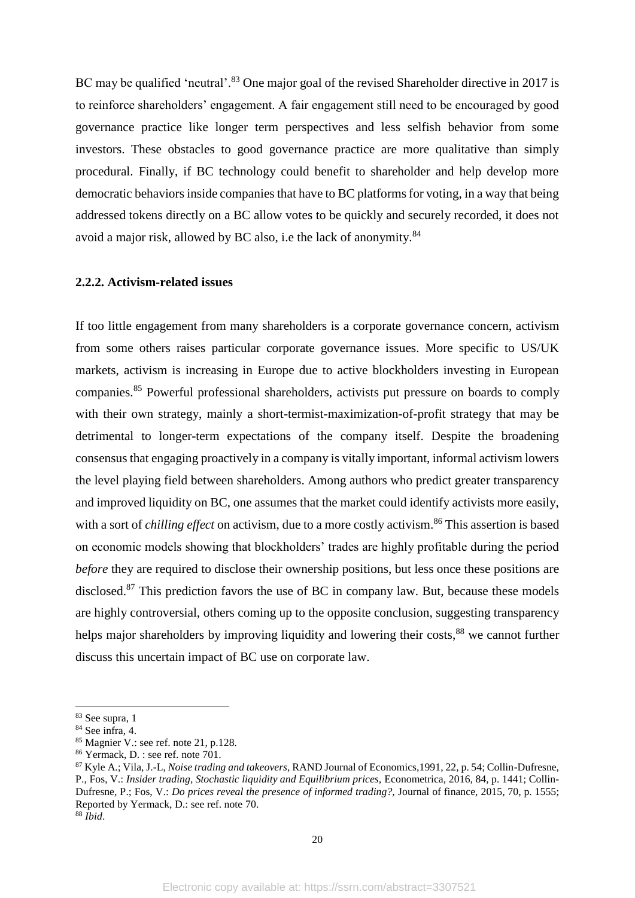BC may be qualified 'neutral'.[83] One major goal of the revised Shareholder directive in 2017 is to reinforce shareholders' engagement. A fair engagement still need to be encouraged by good governance practice like longer term perspectives and less selfish behavior from some investors. These obstacles to good governance practice are more qualitative than simply procedural. Finally, if BC technology could benefit to shareholder and help develop more democratic behaviors inside companies that have to BC platforms for voting, in a way that being addressed tokens directly on a BC allow votes to be quickly and securely recorded, it does not avoid a major risk, allowed by BC also, i.e the lack of anonymity.[84]

### 2.2.2. Activism-related issues

If too little engagement from many shareholders is a corporate governance concern, activism from some others raises particular corporate governance issues. More specific to US/UK markets, activism is increasing in Europe due to active blockholders investing in European companies.[85] Powerful professional shareholders, activists put pressure on boards to comply with their own strategy, mainly a short-termist-maximization-of-profit strategy that may be detrimental to longer-term expectations of the company itself. Despite the broadening consensus that engaging proactively in a company is vitally important, informal activism lowers the level playing field between shareholders. Among authors who predict greater transparency and improved liquidity on BC, one assumes that the market could identify activists more easily, with a sort of *chilling effect* on activism, due to a more costly activism.[86] This assertion is based on economic models showing that blockholders' trades are highly profitable during the period *before* they are required to disclose their ownership positions, but less once these positions are disclosed.[87] This prediction favors the use of BC in company law. But, because these models are highly controversial, others coming up to the opposite conclusion, suggesting transparency helps major shareholders by improving liquidity and lowering their costs,[88] we cannot further discuss this uncertain impact of BC use on corporate law.

---

[83] See supra, 1

[84] See infra, 4.

[85] Magnier V.: see ref. note 21, p.128.

[86] Yermack, D. : see ref. note 701.

[87] Kyle A.; Vila, J.-L, *Noise trading and takeovers*, RAND Journal of Economics,1991, 22, p. 54; Collin-Dufresne, P., Fos, V.: *Insider trading, Stochastic liquidity and Equilibrium prices*, Econometrica, 2016, 84, p. 1441; Collin-Dufresne, P.; Fos, V.: *Do prices reveal the presence of informed trading?*, Journal of finance, 2015, 70, p. 1555; Reported by Yermack, D.: see ref. note 70.

[88] *Ibid*.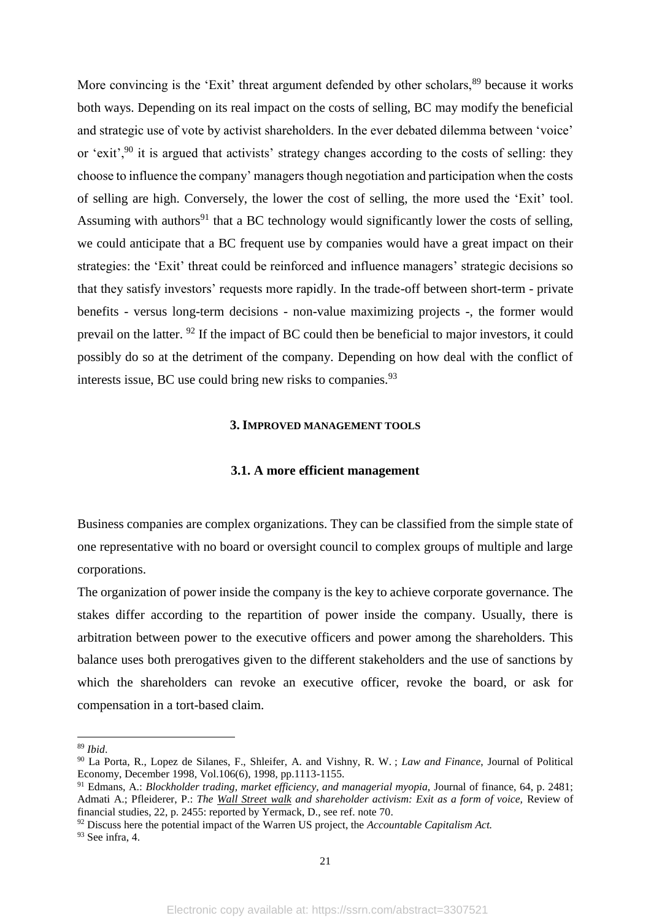More convincing is the 'Exit' threat argument defended by other scholars,[89] because it works both ways. Depending on its real impact on the costs of selling, BC may modify the beneficial and strategic use of vote by activist shareholders. In the ever debated dilemma between 'voice' or 'exit',[90] it is argued that activists' strategy changes according to the costs of selling: they choose to influence the company' managers though negotiation and participation when the costs of selling are high. Conversely, the lower the cost of selling, the more used the 'Exit' tool. Assuming with authors[91] that a BC technology would significantly lower the costs of selling, we could anticipate that a BC frequent use by companies would have a great impact on their strategies: the 'Exit' threat could be reinforced and influence managers' strategic decisions so that they satisfy investors' requests more rapidly. In the trade-off between short-term - private benefits - versus long-term decisions - non-value maximizing projects -, the former would prevail on the latter. [92] If the impact of BC could then be beneficial to major investors, it could possibly do so at the detriment of the company. Depending on how deal with the conflict of interests issue, BC use could bring new risks to companies.[93]

## 3. Improved management tools

### 3.1. A more efficient management

Business companies are complex organizations. They can be classified from the simple state of one representative with no board or oversight council to complex groups of multiple and large corporations.

The organization of power inside the company is the key to achieve corporate governance. The stakes differ according to the repartition of power inside the company. Usually, there is arbitration between power to the executive officers and power among the shareholders. This balance uses both prerogatives given to the different stakeholders and the use of sanctions by which the shareholders can revoke an executive officer, revoke the board, or ask for compensation in a tort-based claim.

---

[89] *Ibid*.

[90] La Porta, R., Lopez de Silanes, F., Shleifer, A. and Vishny, R. W. ; *Law and Finance*, Journal of Political Economy, December 1998, Vol.106(6), 1998, pp.1113-1155.

[91] Edmans, A.: *Blockholder trading, market efficiency, and managerial myopia*, Journal of finance, 64, p. 2481; Admati A.; Pfleiderer, P.: *The Wall Street walk and shareholder activism: Exit as a form of voice*, Review of financial studies, 22, p. 2455: reported by Yermack, D., see ref. note 70.

[92] Discuss here the potential impact of the Warren US project, the *Accountable Capitalism Act.*

[93] See infra, 4.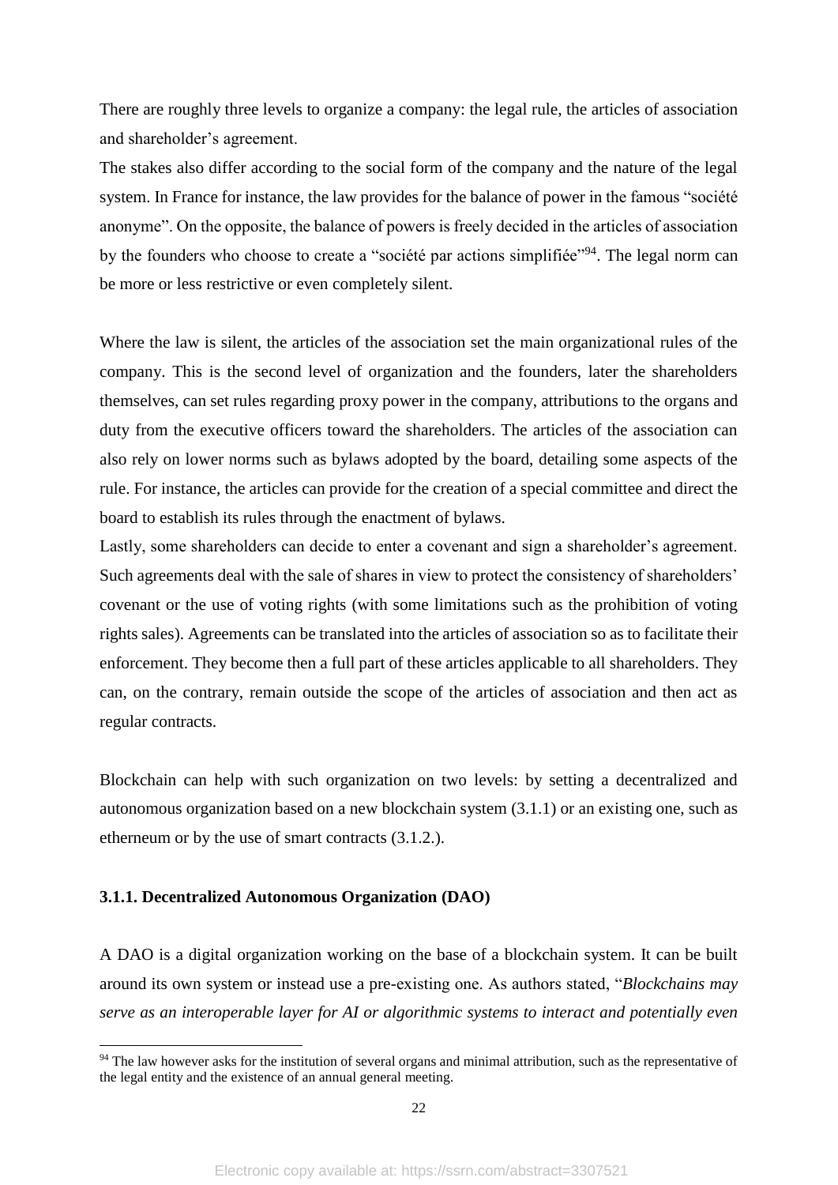There are roughly three levels to organize a company: the legal rule, the articles of association and shareholder's agreement.

The stakes also differ according to the social form of the company and the nature of the legal system. In France for instance, the law provides for the balance of power in the famous "société anonyme". On the opposite, the balance of powers is freely decided in the articles of association by the founders who choose to create a "société par actions simplifiée"[94]. The legal norm can be more or less restrictive or even completely silent.

Where the law is silent, the articles of the association set the main organizational rules of the company. This is the second level of organization and the founders, later the shareholders themselves, can set rules regarding proxy power in the company, attributions to the organs and duty from the executive officers toward the shareholders. The articles of the association can also rely on lower norms such as bylaws adopted by the board, detailing some aspects of the rule. For instance, the articles can provide for the creation of a special committee and direct the board to establish its rules through the enactment of bylaws.

Lastly, some shareholders can decide to enter a covenant and sign a shareholder's agreement. Such agreements deal with the sale of shares in view to protect the consistency of shareholders' covenant or the use of voting rights (with some limitations such as the prohibition of voting rights sales). Agreements can be translated into the articles of association so as to facilitate their enforcement. They become then a full part of these articles applicable to all shareholders. They can, on the contrary, remain outside the scope of the articles of association and then act as regular contracts.

Blockchain can help with such organization on two levels: by setting a decentralized and autonomous organization based on a new blockchain system (3.1.1) or an existing one, such as etherneum or by the use of smart contracts (3.1.2.).

### 3.1.1. Decentralized Autonomous Organization (DAO)

A DAO is a digital organization working on the base of a blockchain system. It can be built around its own system or instead use a pre-existing one. As authors stated, "*Blockchains may serve as an interoperable layer for AI or algorithmic systems to interact and potentially even*

---

[94] The law however asks for the institution of several organs and minimal attribution, such as the representative of the legal entity and the existence of an annual general meeting.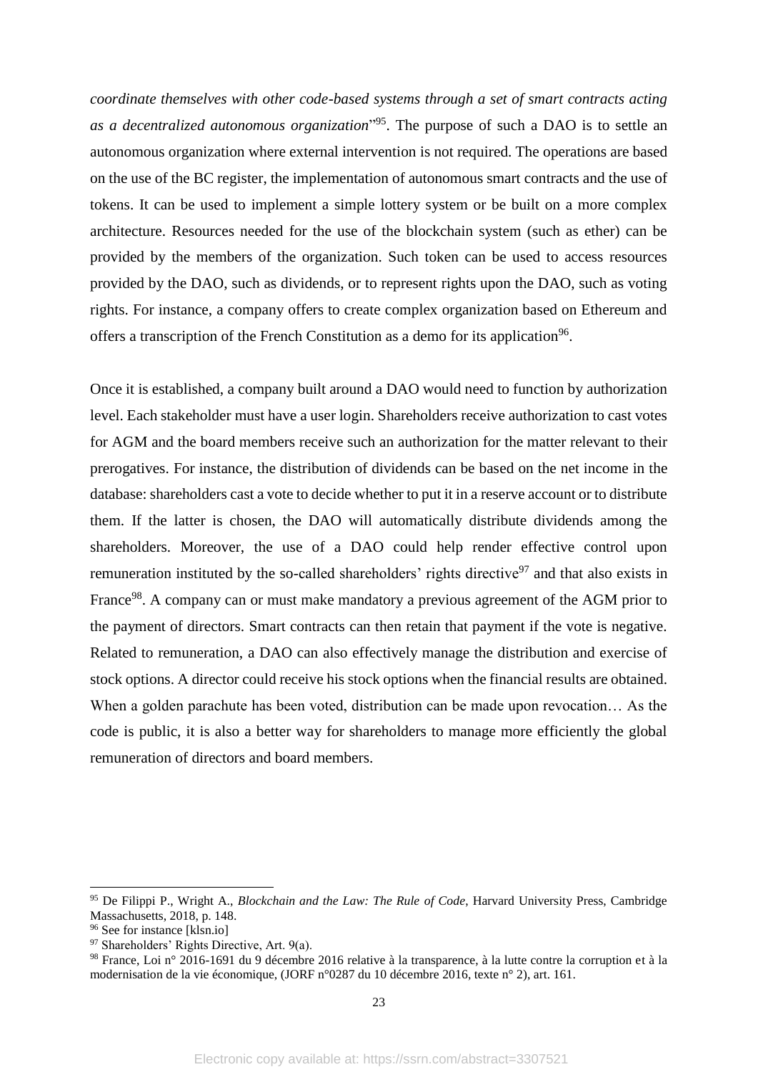*coordinate themselves with other code-based systems through a set of smart contracts acting as a decentralized autonomous organization*"[95]. The purpose of such a DAO is to settle an autonomous organization where external intervention is not required. The operations are based on the use of the BC register, the implementation of autonomous smart contracts and the use of tokens. It can be used to implement a simple lottery system or be built on a more complex architecture. Resources needed for the use of the blockchain system (such as ether) can be provided by the members of the organization. Such token can be used to access resources provided by the DAO, such as dividends, or to represent rights upon the DAO, such as voting rights. For instance, a company offers to create complex organization based on Ethereum and offers a transcription of the French Constitution as a demo for its application[96].

Once it is established, a company built around a DAO would need to function by authorization level. Each stakeholder must have a user login. Shareholders receive authorization to cast votes for AGM and the board members receive such an authorization for the matter relevant to their prerogatives. For instance, the distribution of dividends can be based on the net income in the database: shareholders cast a vote to decide whether to put it in a reserve account or to distribute them. If the latter is chosen, the DAO will automatically distribute dividends among the shareholders. Moreover, the use of a DAO could help render effective control upon remuneration instituted by the so-called shareholders' rights directive[97] and that also exists in France[98]. A company can or must make mandatory a previous agreement of the AGM prior to the payment of directors. Smart contracts can then retain that payment if the vote is negative. Related to remuneration, a DAO can also effectively manage the distribution and exercise of stock options. A director could receive his stock options when the financial results are obtained. When a golden parachute has been voted, distribution can be made upon revocation… As the code is public, it is also a better way for shareholders to manage more efficiently the global remuneration of directors and board members.

---

[95] De Filippi P., Wright A., *Blockchain and the Law: The Rule of Code*, Harvard University Press, Cambridge Massachusetts, 2018, p. 148.

[96] See for instance [klsn.io]

[97] Shareholders' Rights Directive, Art. 9(a).

[98] France, Loi n° 2016-1691 du 9 décembre 2016 relative à la transparence, à la lutte contre la corruption et à la modernisation de la vie économique, (JORF n°0287 du 10 décembre 2016, texte n° 2), art. 161.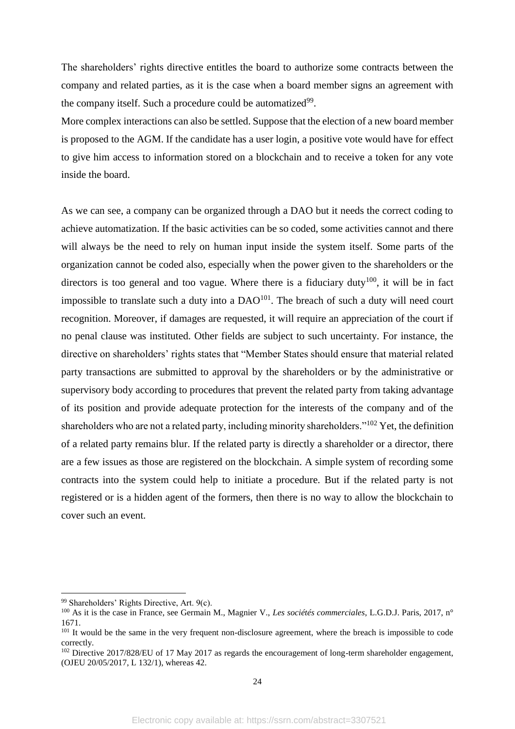The shareholders' rights directive entitles the board to authorize some contracts between the company and related parties, as it is the case when a board member signs an agreement with the company itself. Such a procedure could be automatized[99].

More complex interactions can also be settled. Suppose that the election of a new board member is proposed to the AGM. If the candidate has a user login, a positive vote would have for effect to give him access to information stored on a blockchain and to receive a token for any vote inside the board.

As we can see, a company can be organized through a DAO but it needs the correct coding to achieve automatization. If the basic activities can be so coded, some activities cannot and there will always be the need to rely on human input inside the system itself. Some parts of the organization cannot be coded also, especially when the power given to the shareholders or the directors is too general and too vague. Where there is a fiduciary duty[100], it will be in fact impossible to translate such a duty into a DAO[101]. The breach of such a duty will need court recognition. Moreover, if damages are requested, it will require an appreciation of the court if no penal clause was instituted. Other fields are subject to such uncertainty. For instance, the directive on shareholders' rights states that "Member States should ensure that material related party transactions are submitted to approval by the shareholders or by the administrative or supervisory body according to procedures that prevent the related party from taking advantage of its position and provide adequate protection for the interests of the company and of the shareholders who are not a related party, including minority shareholders."[102] Yet, the definition of a related party remains blur. If the related party is directly a shareholder or a director, there are a few issues as those are registered on the blockchain. A simple system of recording some contracts into the system could help to initiate a procedure. But if the related party is not registered or is a hidden agent of the formers, then there is no way to allow the blockchain to cover such an event.

---

[99] Shareholders' Rights Directive, Art. 9(c).

[100] As it is the case in France, see Germain M., Magnier V., *Les sociétés commerciales*, L.G.D.J. Paris, 2017, n° 1671.

[101] It would be the same in the very frequent non-disclosure agreement, where the breach is impossible to code correctly.

[102] Directive 2017/828/EU of 17 May 2017 as regards the encouragement of long-term shareholder engagement, (OJEU 20/05/2017, L 132/1), whereas 42.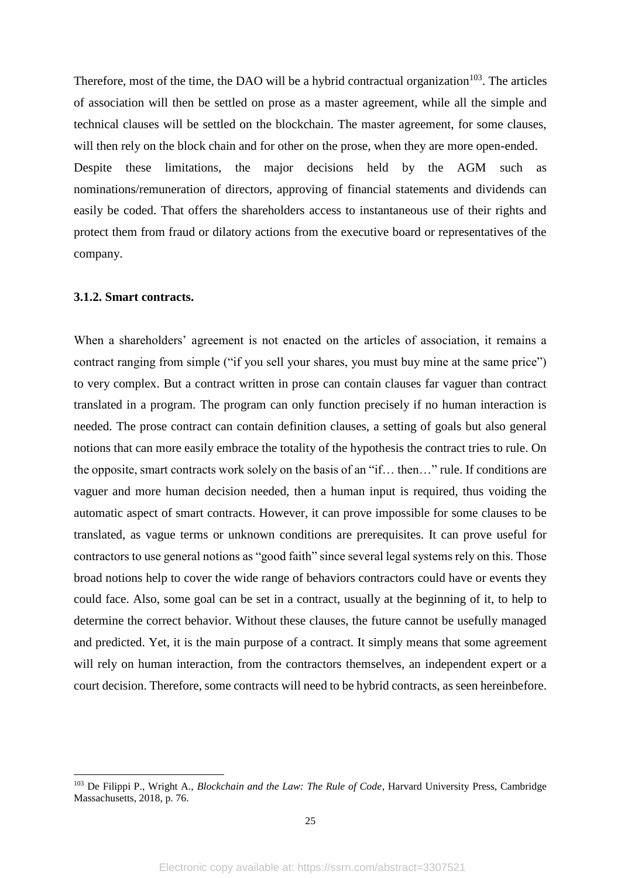Therefore, most of the time, the DAO will be a hybrid contractual organization[103]. The articles of association will then be settled on prose as a master agreement, while all the simple and technical clauses will be settled on the blockchain. The master agreement, for some clauses, will then rely on the block chain and for other on the prose, when they are more open-ended.

Despite these limitations, the major decisions held by the AGM such as nominations/remuneration of directors, approving of financial statements and dividends can easily be coded. That offers the shareholders access to instantaneous use of their rights and protect them from fraud or dilatory actions from the executive board or representatives of the company.

### 3.1.2. Smart contracts.

When a shareholders' agreement is not enacted on the articles of association, it remains a contract ranging from simple ("if you sell your shares, you must buy mine at the same price") to very complex. But a contract written in prose can contain clauses far vaguer than contract translated in a program. The program can only function precisely if no human interaction is needed. The prose contract can contain definition clauses, a setting of goals but also general notions that can more easily embrace the totality of the hypothesis the contract tries to rule. On the opposite, smart contracts work solely on the basis of an "if… then…" rule. If conditions are vaguer and more human decision needed, then a human input is required, thus voiding the automatic aspect of smart contracts. However, it can prove impossible for some clauses to be translated, as vague terms or unknown conditions are prerequisites. It can prove useful for contractors to use general notions as "good faith" since several legal systems rely on this. Those broad notions help to cover the wide range of behaviors contractors could have or events they could face. Also, some goal can be set in a contract, usually at the beginning of it, to help to determine the correct behavior. Without these clauses, the future cannot be usefully managed and predicted. Yet, it is the main purpose of a contract. It simply means that some agreement will rely on human interaction, from the contractors themselves, an independent expert or a court decision. Therefore, some contracts will need to be hybrid contracts, as seen hereinbefore.

[103] De Filippi P., Wright A., *Blockchain and the Law: The Rule of Code*, Harvard University Press, Cambridge Massachusetts, 2018, p. 76.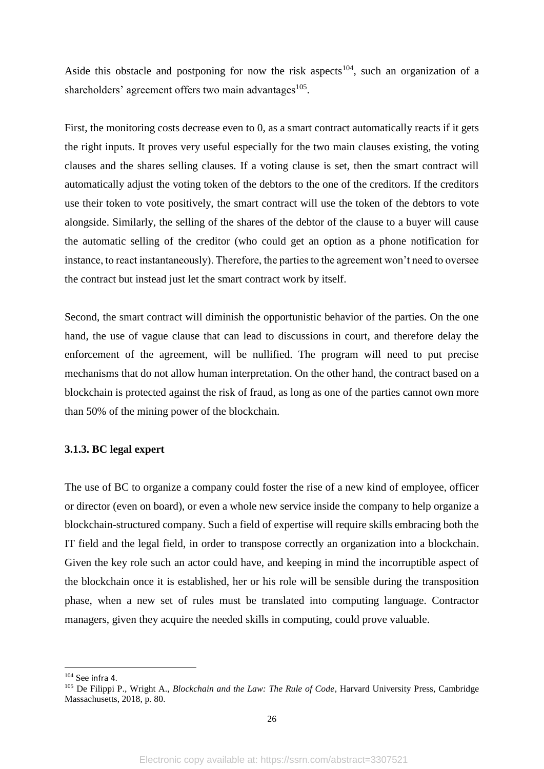Aside this obstacle and postponing for now the risk aspects[104], such an organization of a shareholders' agreement offers two main advantages[105].

First, the monitoring costs decrease even to 0, as a smart contract automatically reacts if it gets the right inputs. It proves very useful especially for the two main clauses existing, the voting clauses and the shares selling clauses. If a voting clause is set, then the smart contract will automatically adjust the voting token of the debtors to the one of the creditors. If the creditors use their token to vote positively, the smart contract will use the token of the debtors to vote alongside. Similarly, the selling of the shares of the debtor of the clause to a buyer will cause the automatic selling of the creditor (who could get an option as a phone notification for instance, to react instantaneously). Therefore, the parties to the agreement won't need to oversee the contract but instead just let the smart contract work by itself.

Second, the smart contract will diminish the opportunistic behavior of the parties. On the one hand, the use of vague clause that can lead to discussions in court, and therefore delay the enforcement of the agreement, will be nullified. The program will need to put precise mechanisms that do not allow human interpretation. On the other hand, the contract based on a blockchain is protected against the risk of fraud, as long as one of the parties cannot own more than 50% of the mining power of the blockchain.

### 3.1.3. BC legal expert

The use of BC to organize a company could foster the rise of a new kind of employee, officer or director (even on board), or even a whole new service inside the company to help organize a blockchain-structured company. Such a field of expertise will require skills embracing both the IT field and the legal field, in order to transpose correctly an organization into a blockchain. Given the key role such an actor could have, and keeping in mind the incorruptible aspect of the blockchain once it is established, her or his role will be sensible during the transposition phase, when a new set of rules must be translated into computing language. Contractor managers, given they acquire the needed skills in computing, could prove valuable.

---

[104] See infra 4.

[105] De Filippi P., Wright A., *Blockchain and the Law: The Rule of Code*, Harvard University Press, Cambridge Massachusetts, 2018, p. 80.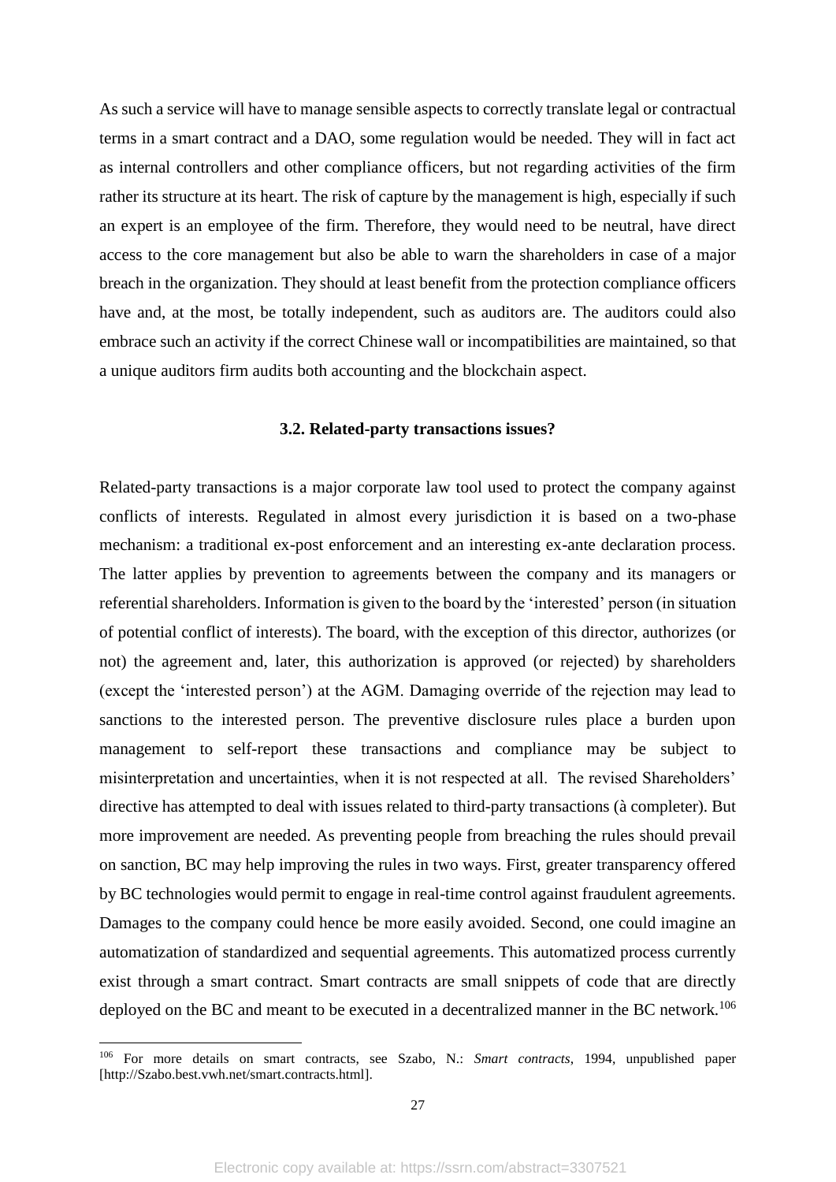As such a service will have to manage sensible aspects to correctly translate legal or contractual terms in a smart contract and a DAO, some regulation would be needed. They will in fact act as internal controllers and other compliance officers, but not regarding activities of the firm rather its structure at its heart. The risk of capture by the management is high, especially if such an expert is an employee of the firm. Therefore, they would need to be neutral, have direct access to the core management but also be able to warn the shareholders in case of a major breach in the organization. They should at least benefit from the protection compliance officers have and, at the most, be totally independent, such as auditors are. The auditors could also embrace such an activity if the correct Chinese wall or incompatibilities are maintained, so that a unique auditors firm audits both accounting and the blockchain aspect.

### 3.2. Related-party transactions issues?

Related-party transactions is a major corporate law tool used to protect the company against conflicts of interests. Regulated in almost every jurisdiction it is based on a two-phase mechanism: a traditional ex-post enforcement and an interesting ex-ante declaration process. The latter applies by prevention to agreements between the company and its managers or referential shareholders. Information is given to the board by the 'interested' person (in situation of potential conflict of interests). The board, with the exception of this director, authorizes (or not) the agreement and, later, this authorization is approved (or rejected) by shareholders (except the 'interested person') at the AGM. Damaging override of the rejection may lead to sanctions to the interested person. The preventive disclosure rules place a burden upon management to self-report these transactions and compliance may be subject to misinterpretation and uncertainties, when it is not respected at all. The revised Shareholders' directive has attempted to deal with issues related to third-party transactions (à completer). But more improvement are needed. As preventing people from breaching the rules should prevail on sanction, BC may help improving the rules in two ways. First, greater transparency offered by BC technologies would permit to engage in real-time control against fraudulent agreements. Damages to the company could hence be more easily avoided. Second, one could imagine an automatization of standardized and sequential agreements. This automatized process currently exist through a smart contract. Smart contracts are small snippets of code that are directly deployed on the BC and meant to be executed in a decentralized manner in the BC network.[106]

---

[106] For more details on smart contracts, see Szabo, N.: *Smart contracts*, 1994, unpublished paper [http://Szabo.best.vwh.net/smart.contracts.html].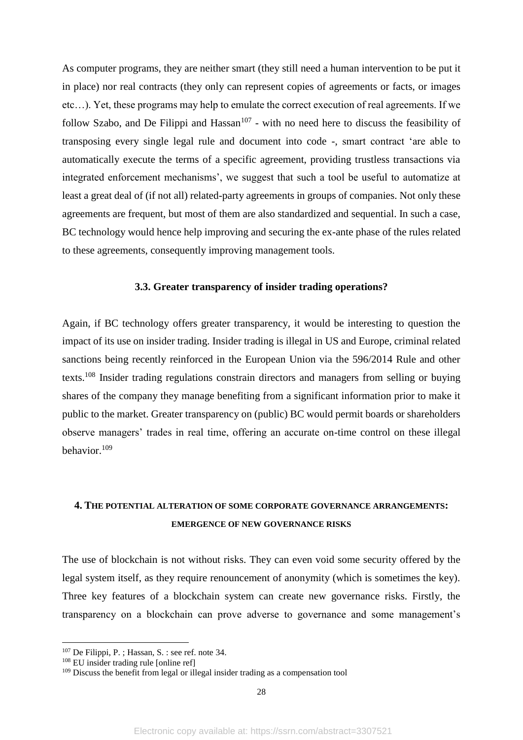As computer programs, they are neither smart (they still need a human intervention to be put it in place) nor real contracts (they only can represent copies of agreements or facts, or images etc…). Yet, these programs may help to emulate the correct execution of real agreements. If we follow Szabo, and De Filippi and Hassan[107] - with no need here to discuss the feasibility of transposing every single legal rule and document into code -, smart contract 'are able to automatically execute the terms of a specific agreement, providing trustless transactions via integrated enforcement mechanisms', we suggest that such a tool be useful to automatize at least a great deal of (if not all) related-party agreements in groups of companies. Not only these agreements are frequent, but most of them are also standardized and sequential. In such a case, BC technology would hence help improving and securing the ex-ante phase of the rules related to these agreements, consequently improving management tools.

### 3.3. Greater transparency of insider trading operations?

Again, if BC technology offers greater transparency, it would be interesting to question the impact of its use on insider trading. Insider trading is illegal in US and Europe, criminal related sanctions being recently reinforced in the European Union via the 596/2014 Rule and other texts.[108] Insider trading regulations constrain directors and managers from selling or buying shares of the company they manage benefiting from a significant information prior to make it public to the market. Greater transparency on (public) BC would permit boards or shareholders observe managers' trades in real time, offering an accurate on-time control on these illegal behavior.[109]

## 4. The potential alteration of some corporate governance arrangements: emergence of new governance risks

The use of blockchain is not without risks. They can even void some security offered by the legal system itself, as they require renouncement of anonymity (which is sometimes the key). Three key features of a blockchain system can create new governance risks. Firstly, the transparency on a blockchain can prove adverse to governance and some management's

---

[107] De Filippi, P. ; Hassan, S. : see ref. note 34.

[108] EU insider trading rule [online ref]

[109] Discuss the benefit from legal or illegal insider trading as a compensation tool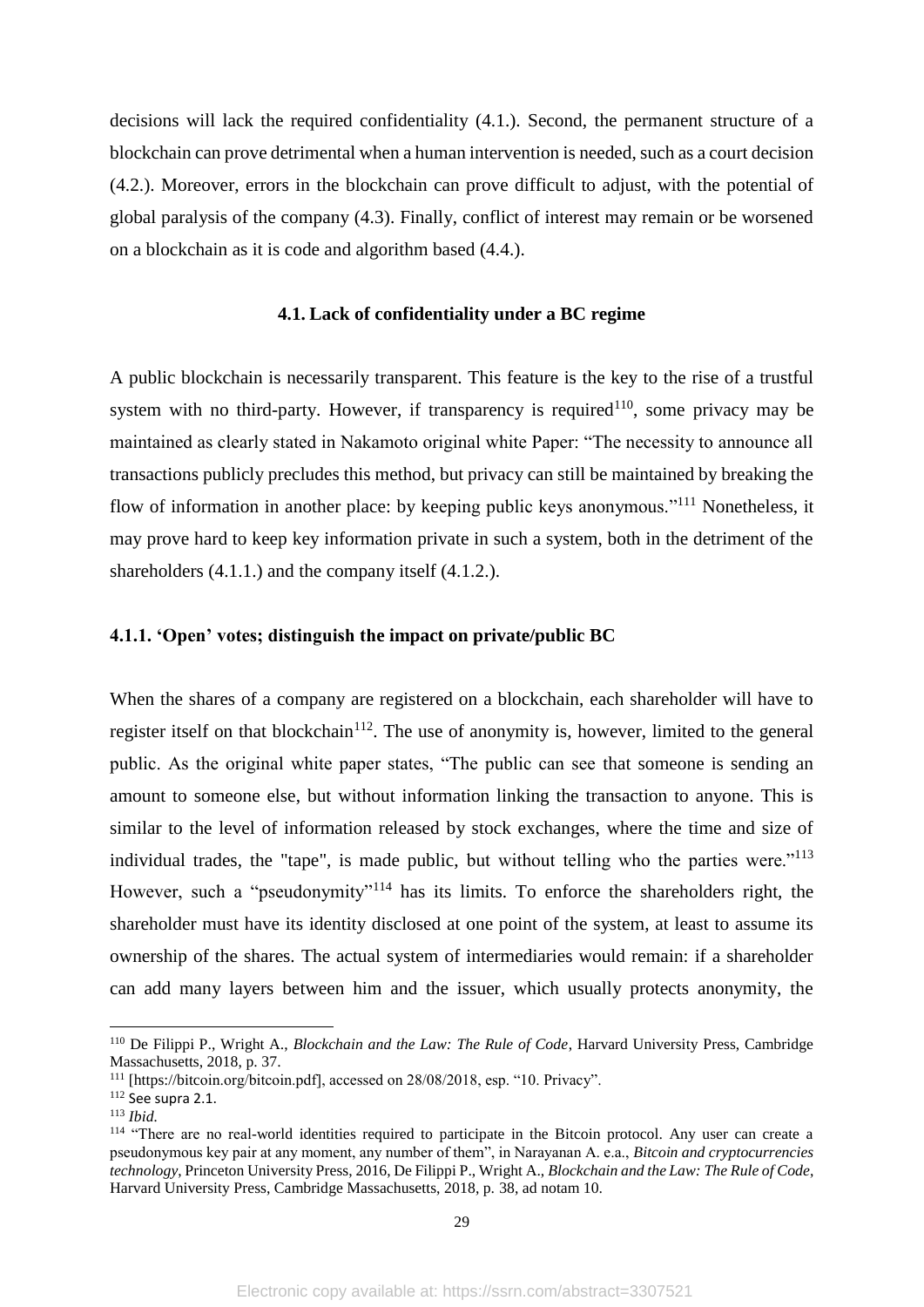decisions will lack the required confidentiality (4.1.). Second, the permanent structure of a blockchain can prove detrimental when a human intervention is needed, such as a court decision (4.2.). Moreover, errors in the blockchain can prove difficult to adjust, with the potential of global paralysis of the company (4.3). Finally, conflict of interest may remain or be worsened on a blockchain as it is code and algorithm based (4.4.).

### 4.1. Lack of confidentiality under a BC regime

A public blockchain is necessarily transparent. This feature is the key to the rise of a trustful system with no third-party. However, if transparency is required[110], some privacy may be maintained as clearly stated in Nakamoto original white Paper: "The necessity to announce all transactions publicly precludes this method, but privacy can still be maintained by breaking the flow of information in another place: by keeping public keys anonymous."[111] Nonetheless, it may prove hard to keep key information private in such a system, both in the detriment of the shareholders (4.1.1.) and the company itself (4.1.2.).

#### 4.1.1. 'Open' votes; distinguish the impact on private/public BC

When the shares of a company are registered on a blockchain, each shareholder will have to register itself on that blockchain[112]. The use of anonymity is, however, limited to the general public. As the original white paper states, "The public can see that someone is sending an amount to someone else, but without information linking the transaction to anyone. This is similar to the level of information released by stock exchanges, where the time and size of individual trades, the "tape", is made public, but without telling who the parties were."[113] However, such a "pseudonymity"[114] has its limits. To enforce the shareholders right, the shareholder must have its identity disclosed at one point of the system, at least to assume its ownership of the shares. The actual system of intermediaries would remain: if a shareholder can add many layers between him and the issuer, which usually protects anonymity, the

---

[110] De Filippi P., Wright A., *Blockchain and the Law: The Rule of Code*, Harvard University Press, Cambridge Massachusetts, 2018, p. 37.

[111] [https://bitcoin.org/bitcoin.pdf], accessed on 28/08/2018, esp. "10. Privacy".

[112] See supra 2.1.

[113] *Ibid.*

[114] "There are no real-world identities required to participate in the Bitcoin protocol. Any user can create a pseudonymous key pair at any moment, any number of them", in Narayanan A. e.a., *Bitcoin and cryptocurrencies technology*, Princeton University Press, 2016, De Filippi P., Wright A., *Blockchain and the Law: The Rule of Code*, Harvard University Press, Cambridge Massachusetts, 2018, p. 38, ad notam 10.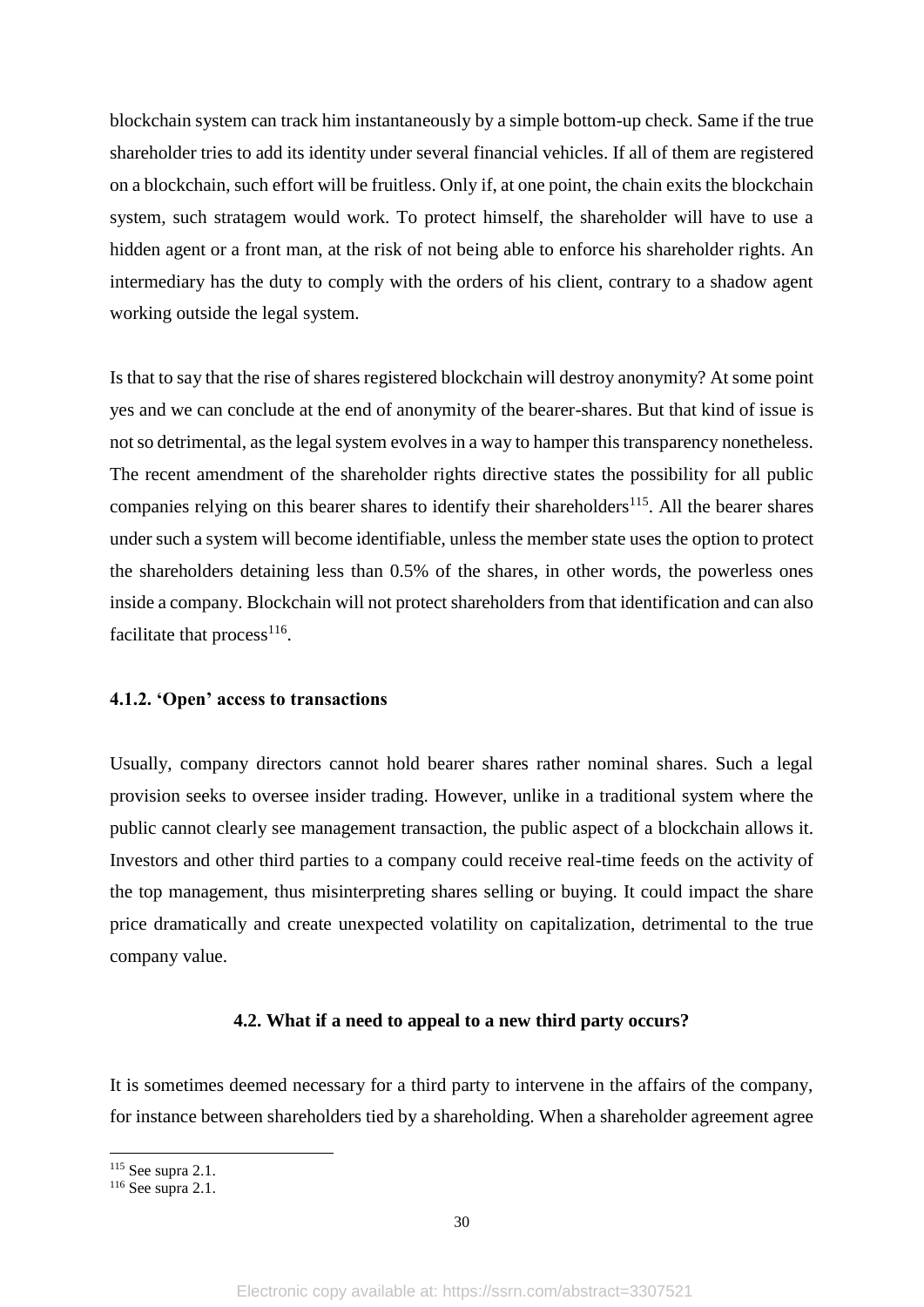blockchain system can track him instantaneously by a simple bottom-up check. Same if the true shareholder tries to add its identity under several financial vehicles. If all of them are registered on a blockchain, such effort will be fruitless. Only if, at one point, the chain exits the blockchain system, such stratagem would work. To protect himself, the shareholder will have to use a hidden agent or a front man, at the risk of not being able to enforce his shareholder rights. An intermediary has the duty to comply with the orders of his client, contrary to a shadow agent working outside the legal system.

Is that to say that the rise of shares registered blockchain will destroy anonymity? At some point yes and we can conclude at the end of anonymity of the bearer-shares. But that kind of issue is not so detrimental, as the legal system evolves in a way to hamper this transparency nonetheless. The recent amendment of the shareholder rights directive states the possibility for all public companies relying on this bearer shares to identify their shareholders[115]. All the bearer shares under such a system will become identifiable, unless the member state uses the option to protect the shareholders detaining less than 0.5% of the shares, in other words, the powerless ones inside a company. Blockchain will not protect shareholders from that identification and can also facilitate that process[116].

#### 4.1.2. 'Open' access to transactions

Usually, company directors cannot hold bearer shares rather nominal shares. Such a legal provision seeks to oversee insider trading. However, unlike in a traditional system where the public cannot clearly see management transaction, the public aspect of a blockchain allows it. Investors and other third parties to a company could receive real-time feeds on the activity of the top management, thus misinterpreting shares selling or buying. It could impact the share price dramatically and create unexpected volatility on capitalization, detrimental to the true company value.

### 4.2. What if a need to appeal to a new third party occurs?

It is sometimes deemed necessary for a third party to intervene in the affairs of the company, for instance between shareholders tied by a shareholding. When a shareholder agreement agree

[115] See supra 2.1.

[116] See supra 2.1.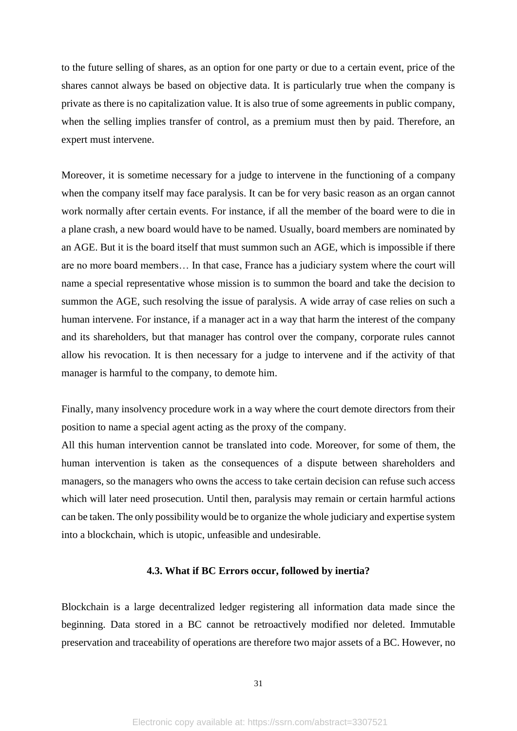to the future selling of shares, as an option for one party or due to a certain event, price of the shares cannot always be based on objective data. It is particularly true when the company is private as there is no capitalization value. It is also true of some agreements in public company, when the selling implies transfer of control, as a premium must then by paid. Therefore, an expert must intervene.

Moreover, it is sometime necessary for a judge to intervene in the functioning of a company when the company itself may face paralysis. It can be for very basic reason as an organ cannot work normally after certain events. For instance, if all the member of the board were to die in a plane crash, a new board would have to be named. Usually, board members are nominated by an AGE. But it is the board itself that must summon such an AGE, which is impossible if there are no more board members… In that case, France has a judiciary system where the court will name a special representative whose mission is to summon the board and take the decision to summon the AGE, such resolving the issue of paralysis. A wide array of case relies on such a human intervene. For instance, if a manager act in a way that harm the interest of the company and its shareholders, but that manager has control over the company, corporate rules cannot allow his revocation. It is then necessary for a judge to intervene and if the activity of that manager is harmful to the company, to demote him.

Finally, many insolvency procedure work in a way where the court demote directors from their position to name a special agent acting as the proxy of the company.
All this human intervention cannot be translated into code. Moreover, for some of them, the human intervention is taken as the consequences of a dispute between shareholders and managers, so the managers who owns the access to take certain decision can refuse such access which will later need prosecution. Until then, paralysis may remain or certain harmful actions can be taken. The only possibility would be to organize the whole judiciary and expertise system into a blockchain, which is utopic, unfeasible and undesirable.

### 4.3. What if BC Errors occur, followed by inertia?

Blockchain is a large decentralized ledger registering all information data made since the beginning. Data stored in a BC cannot be retroactively modified nor deleted. Immutable preservation and traceability of operations are therefore two major assets of a BC. However, no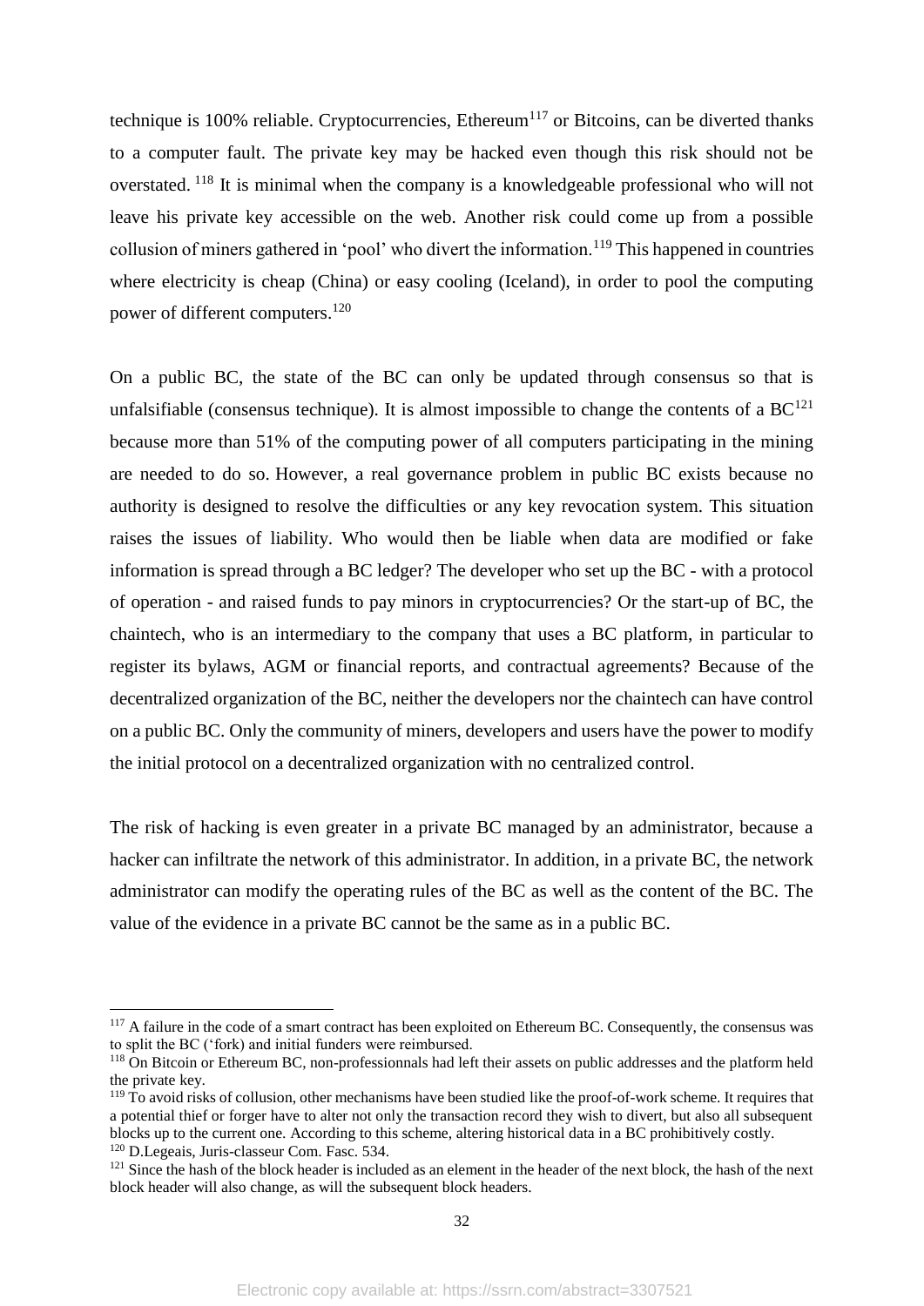technique is 100% reliable. Cryptocurrencies, Ethereum[117] or Bitcoins, can be diverted thanks to a computer fault. The private key may be hacked even though this risk should not be overstated. [118] It is minimal when the company is a knowledgeable professional who will not leave his private key accessible on the web. Another risk could come up from a possible collusion of miners gathered in 'pool' who divert the information.[119] This happened in countries where electricity is cheap (China) or easy cooling (Iceland), in order to pool the computing power of different computers.[120]

On a public BC, the state of the BC can only be updated through consensus so that is unfalsifiable (consensus technique). It is almost impossible to change the contents of a BC[121] because more than 51% of the computing power of all computers participating in the mining are needed to do so. However, a real governance problem in public BC exists because no authority is designed to resolve the difficulties or any key revocation system. This situation raises the issues of liability. Who would then be liable when data are modified or fake information is spread through a BC ledger? The developer who set up the BC - with a protocol of operation - and raised funds to pay minors in cryptocurrencies? Or the start-up of BC, the chaintech, who is an intermediary to the company that uses a BC platform, in particular to register its bylaws, AGM or financial reports, and contractual agreements? Because of the decentralized organization of the BC, neither the developers nor the chaintech can have control on a public BC. Only the community of miners, developers and users have the power to modify the initial protocol on a decentralized organization with no centralized control.

The risk of hacking is even greater in a private BC managed by an administrator, because a hacker can infiltrate the network of this administrator. In addition, in a private BC, the network administrator can modify the operating rules of the BC as well as the content of the BC. The value of the evidence in a private BC cannot be the same as in a public BC.

---

[117] A failure in the code of a smart contract has been exploited on Ethereum BC. Consequently, the consensus was to split the BC ('fork) and initial funders were reimbursed.

[118] On Bitcoin or Ethereum BC, non-professionnals had left their assets on public addresses and the platform held the private key.

[119] To avoid risks of collusion, other mechanisms have been studied like the proof-of-work scheme. It requires that a potential thief or forger have to alter not only the transaction record they wish to divert, but also all subsequent blocks up to the current one. According to this scheme, altering historical data in a BC prohibitively costly.

[120] D.Legeais, Juris-classeur Com. Fasc. 534.

[121] Since the hash of the block header is included as an element in the header of the next block, the hash of the next block header will also change, as will the subsequent block headers.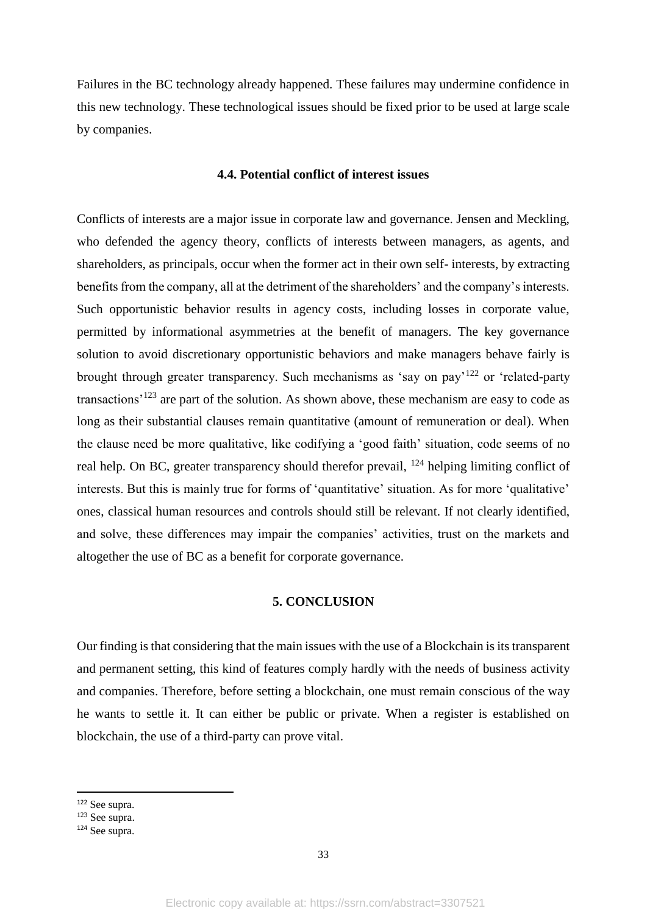Failures in the BC technology already happened. These failures may undermine confidence in this new technology. These technological issues should be fixed prior to be used at large scale by companies.

### 4.4. Potential conflict of interest issues

Conflicts of interests are a major issue in corporate law and governance. Jensen and Meckling, who defended the agency theory, conflicts of interests between managers, as agents, and shareholders, as principals, occur when the former act in their own self- interests, by extracting benefits from the company, all at the detriment of the shareholders' and the company's interests. Such opportunistic behavior results in agency costs, including losses in corporate value, permitted by informational asymmetries at the benefit of managers. The key governance solution to avoid discretionary opportunistic behaviors and make managers behave fairly is brought through greater transparency. Such mechanisms as 'say on pay'[122] or 'related-party transactions'[123] are part of the solution. As shown above, these mechanism are easy to code as long as their substantial clauses remain quantitative (amount of remuneration or deal). When the clause need be more qualitative, like codifying a 'good faith' situation, code seems of no real help. On BC, greater transparency should therefor prevail, [124] helping limiting conflict of interests. But this is mainly true for forms of 'quantitative' situation. As for more 'qualitative' ones, classical human resources and controls should still be relevant. If not clearly identified, and solve, these differences may impair the companies' activities, trust on the markets and altogether the use of BC as a benefit for corporate governance.

## 5. CONCLUSION

Our finding is that considering that the main issues with the use of a Blockchain is its transparent and permanent setting, this kind of features comply hardly with the needs of business activity and companies. Therefore, before setting a blockchain, one must remain conscious of the way he wants to settle it. It can either be public or private. When a register is established on blockchain, the use of a third-party can prove vital.

---

[122] See supra.

[123] See supra.

[124] See supra.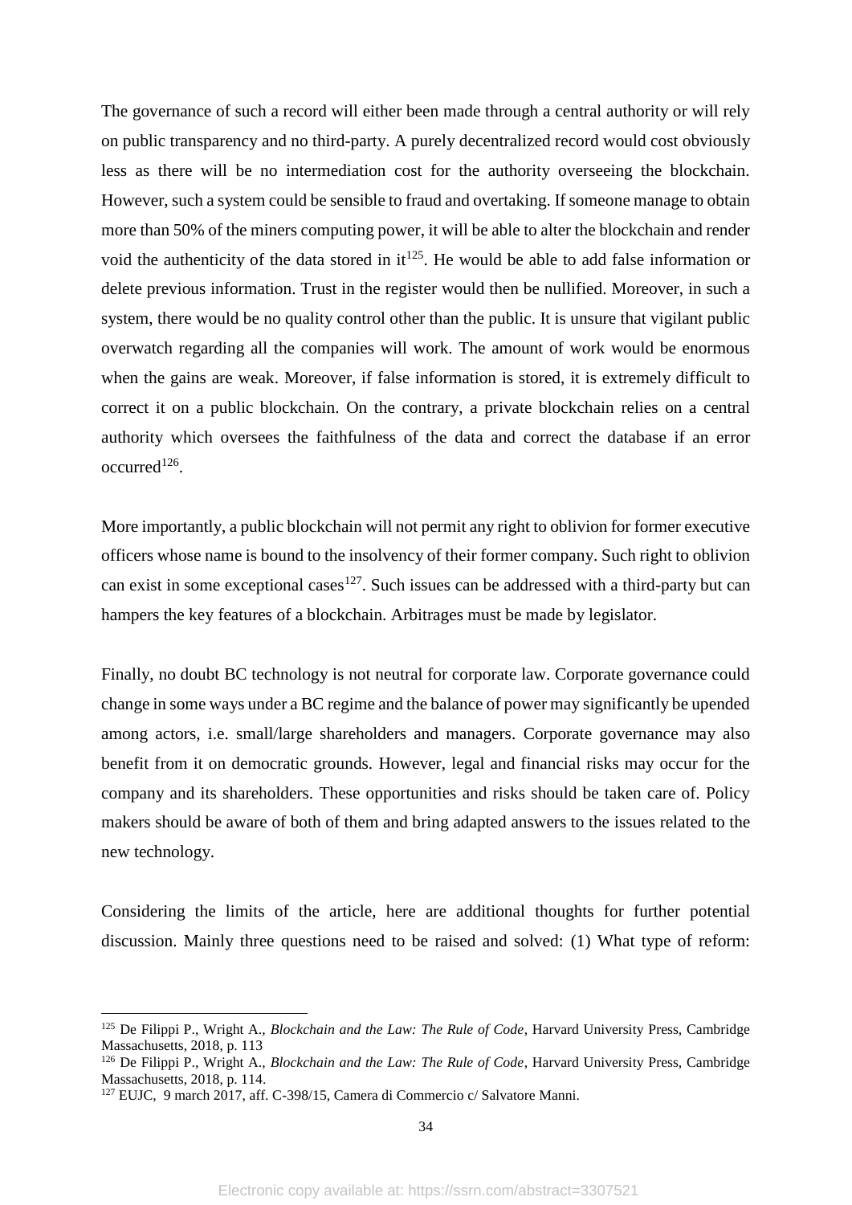The governance of such a record will either been made through a central authority or will rely on public transparency and no third-party. A purely decentralized record would cost obviously less as there will be no intermediation cost for the authority overseeing the blockchain. However, such a system could be sensible to fraud and overtaking. If someone manage to obtain more than 50% of the miners computing power, it will be able to alter the blockchain and render void the authenticity of the data stored in it[125]. He would be able to add false information or delete previous information. Trust in the register would then be nullified. Moreover, in such a system, there would be no quality control other than the public. It is unsure that vigilant public overwatch regarding all the companies will work. The amount of work would be enormous when the gains are weak. Moreover, if false information is stored, it is extremely difficult to correct it on a public blockchain. On the contrary, a private blockchain relies on a central authority which oversees the faithfulness of the data and correct the database if an error occurred[126].

More importantly, a public blockchain will not permit any right to oblivion for former executive officers whose name is bound to the insolvency of their former company. Such right to oblivion can exist in some exceptional cases[127]. Such issues can be addressed with a third-party but can hampers the key features of a blockchain. Arbitrages must be made by legislator.

Finally, no doubt BC technology is not neutral for corporate law. Corporate governance could change in some ways under a BC regime and the balance of power may significantly be upended among actors, i.e. small/large shareholders and managers. Corporate governance may also benefit from it on democratic grounds. However, legal and financial risks may occur for the company and its shareholders. These opportunities and risks should be taken care of. Policy makers should be aware of both of them and bring adapted answers to the issues related to the new technology.

Considering the limits of the article, here are additional thoughts for further potential discussion. Mainly three questions need to be raised and solved: (1) What type of reform:

---

[125] De Filippi P., Wright A., *Blockchain and the Law: The Rule of Code*, Harvard University Press, Cambridge Massachusetts, 2018, p. 113

[126] De Filippi P., Wright A., *Blockchain and the Law: The Rule of Code*, Harvard University Press, Cambridge Massachusetts, 2018, p. 114.

[127] EUJC, 9 march 2017, aff. C-398/15, Camera di Commercio c/ Salvatore Manni.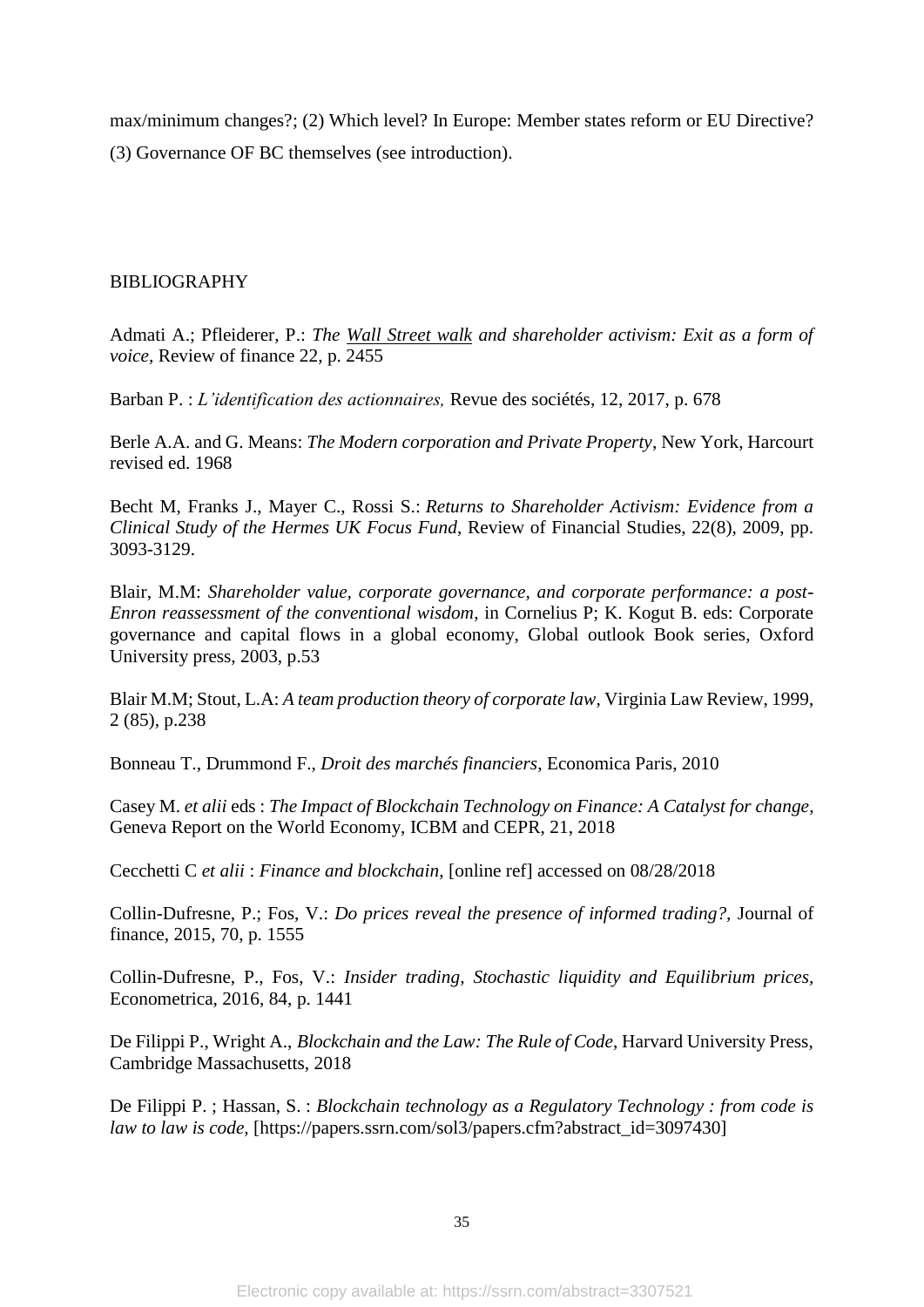max/minimum changes?; (2) Which level? In Europe: Member states reform or EU Directive? (3) Governance OF BC themselves (see introduction).

BIBLIOGRAPHY

Admati A.; Pfleiderer, P.: *The Wall Street walk and shareholder activism: Exit as a form of voice*, Review of finance 22, p. 2455

Barban P. : *L'identification des actionnaires,* Revue des sociétés, 12, 2017, p. 678

Berle A.A. and G. Means: *The Modern corporation and Private Property*, New York, Harcourt revised ed. 1968

Becht M, Franks J., Mayer C., Rossi S.: *Returns to Shareholder Activism: Evidence from a Clinical Study of the Hermes UK Focus Fund*, Review of Financial Studies, 22(8), 2009, pp. 3093-3129.

Blair, M.M: *Shareholder value, corporate governance, and corporate performance: a post-Enron reassessment of the conventional wisdom*, in Cornelius P; K. Kogut B. eds: Corporate governance and capital flows in a global economy, Global outlook Book series, Oxford University press, 2003, p.53

Blair M.M; Stout, L.A: *A team production theory of corporate law*, Virginia Law Review, 1999, 2 (85), p.238

Bonneau T., Drummond F., *Droit des marchés financiers*, Economica Paris, 2010

Casey M. *et alii* eds : *The Impact of Blockchain Technology on Finance: A Catalyst for change*, Geneva Report on the World Economy, ICBM and CEPR, 21, 2018

Cecchetti C *et alii* : *Finance and blockchain*, [online ref] accessed on 08/28/2018

Collin-Dufresne, P.; Fos, V.: *Do prices reveal the presence of informed trading?*, Journal of finance, 2015, 70, p. 1555

Collin-Dufresne, P., Fos, V.: *Insider trading, Stochastic liquidity and Equilibrium prices*, Econometrica, 2016, 84, p. 1441

De Filippi P., Wright A., *Blockchain and the Law: The Rule of Code*, Harvard University Press, Cambridge Massachusetts, 2018

De Filippi P. ; Hassan, S. : *Blockchain technology as a Regulatory Technology : from code is law to law is code*, [https://papers.ssrn.com/sol3/papers.cfm?abstract_id=3097430]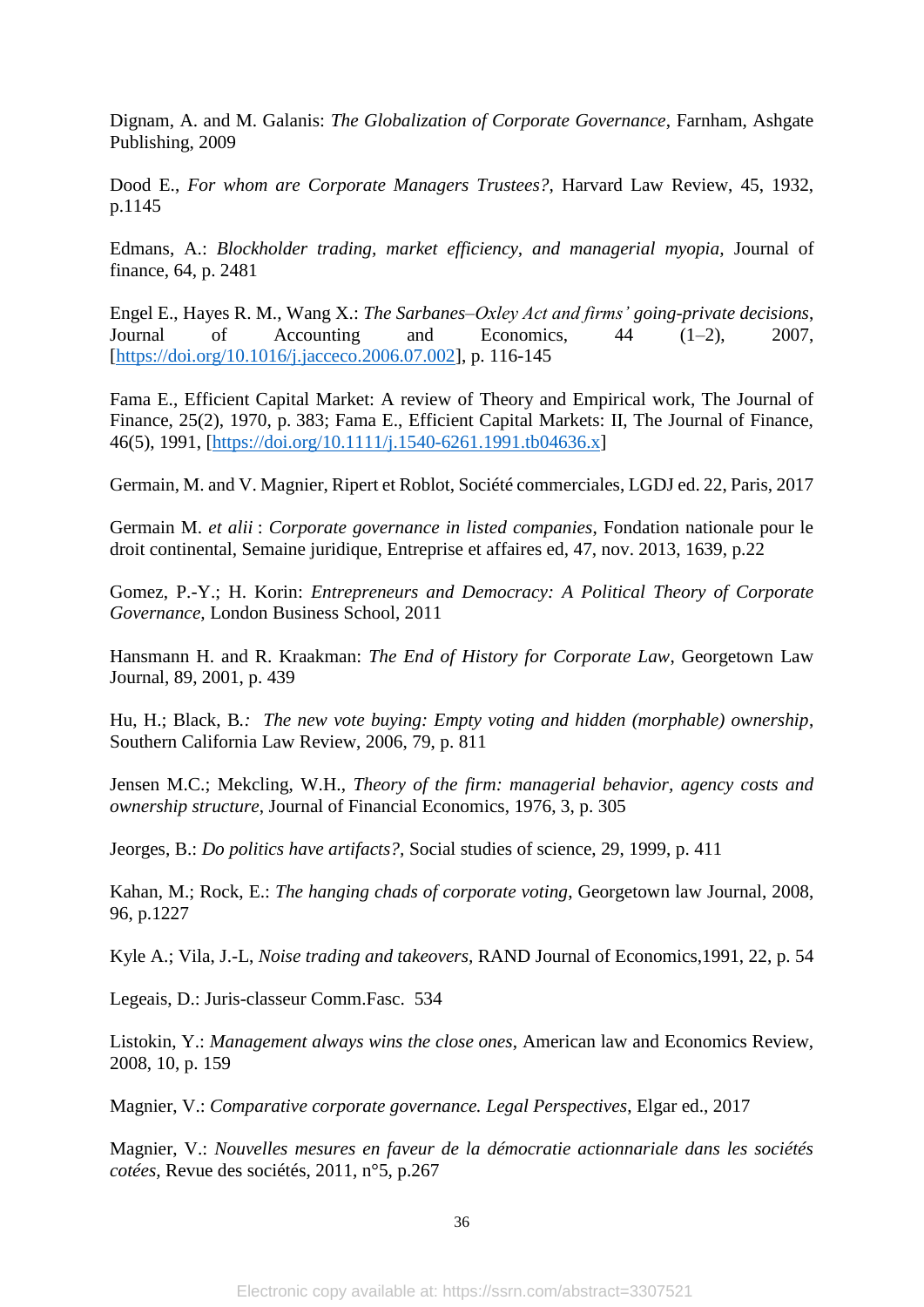Dignam, A. and M. Galanis: *The Globalization of Corporate Governance*, Farnham, Ashgate Publishing, 2009

Dood E., *For whom are Corporate Managers Trustees?,* Harvard Law Review, 45, 1932, p.1145

Edmans, A.: *Blockholder trading, market efficiency, and managerial myopia*, Journal of finance, 64, p. 2481

Engel E., Hayes R. M., Wang X.: *The Sarbanes–Oxley Act and firms' going-private decisions*, Journal of Accounting and Economics, 44 (1–2), 2007, [https://doi.org/10.1016/j.jacceco.2006.07.002], p. 116-145

Fama E., Efficient Capital Market: A review of Theory and Empirical work, The Journal of Finance, 25(2), 1970, p. 383; Fama E., Efficient Capital Markets: II, The Journal of Finance, 46(5), 1991, [https://doi.org/10.1111/j.1540-6261.1991.tb04636.x]

Germain, M. and V. Magnier, Ripert et Roblot, Société commerciales, LGDJ ed. 22, Paris, 2017

Germain M. *et alii* : *Corporate governance in listed companies*, Fondation nationale pour le droit continental, Semaine juridique, Entreprise et affaires ed, 47, nov. 2013, 1639, p.22

Gomez, P.-Y.; H. Korin: *Entrepreneurs and Democracy: A Political Theory of Corporate Governance,* London Business School, 2011

Hansmann H. and R. Kraakman: *The End of History for Corporate Law*, Georgetown Law Journal, 89, 2001, p. 439

Hu, H.; Black, B.*: The new vote buying: Empty voting and hidden (morphable) ownership*, Southern California Law Review, 2006, 79, p. 811

Jensen M.C.; Mekcling, W.H., *Theory of the firm: managerial behavior, agency costs and ownership structure*, Journal of Financial Economics, 1976, 3, p. 305

Jeorges, B.: *Do politics have artifacts?,* Social studies of science, 29, 1999, p. 411

Kahan, M.; Rock, E.: *The hanging chads of corporate voting*, Georgetown law Journal, 2008, 96, p.1227

Kyle A.; Vila, J.-L, *Noise trading and takeovers,* RAND Journal of Economics,1991, 22, p. 54

Legeais, D.: Juris-classeur Comm.Fasc. 534

Listokin, Y.: *Management always wins the close ones*, American law and Economics Review, 2008, 10, p. 159

Magnier, V.: *Comparative corporate governance. Legal Perspectives*, Elgar ed., 2017

Magnier, V.: *Nouvelles mesures en faveur de la démocratie actionnariale dans les sociétés cotées,* Revue des sociétés, 2011, n°5, p.267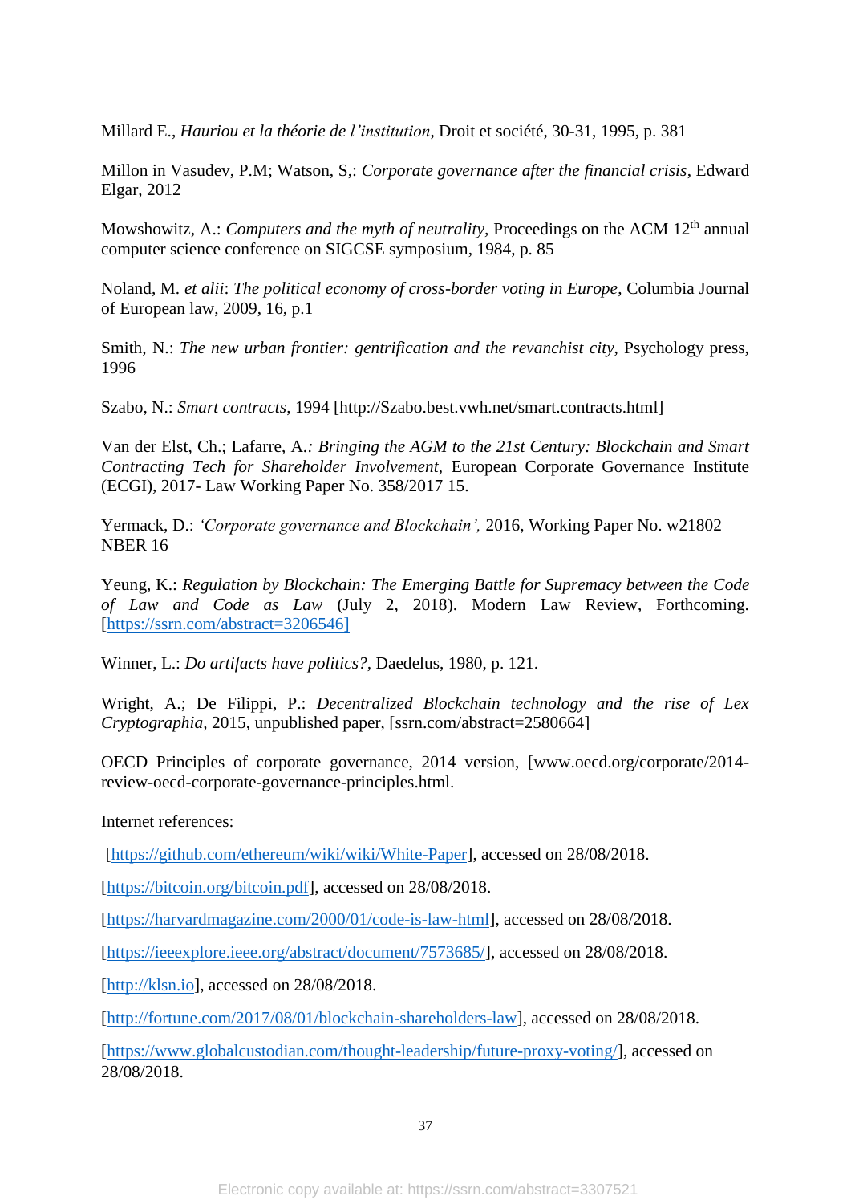Millard E., *Hauriou et la théorie de l'institution*, Droit et société, 30-31, 1995, p. 381

Millon in Vasudev, P.M; Watson, S,: *Corporate governance after the financial crisis*, Edward Elgar, 2012

Mowshowitz, A.: *Computers and the myth of neutrality,* Proceedings on the ACM 12th annual computer science conference on SIGCSE symposium, 1984, p. 85

Noland, M. *et alii*: *The political economy of cross-border voting in Europe*, Columbia Journal of European law, 2009, 16, p.1

Smith, N.: *The new urban frontier: gentrification and the revanchist city*, Psychology press, 1996

Szabo, N.: *Smart contracts*, 1994 [http://Szabo.best.vwh.net/smart.contracts.html]

Van der Elst, Ch.; Lafarre, A.*: Bringing the AGM to the 21st Century: Blockchain and Smart Contracting Tech for Shareholder Involvement*, European Corporate Governance Institute (ECGI), 2017- Law Working Paper No. 358/2017 15.

Yermack, D.: *'Corporate governance and Blockchain',* 2016, Working Paper No. w21802 NBER 16

Yeung, K.: *Regulation by Blockchain: The Emerging Battle for Supremacy between the Code of Law and Code as Law* (July 2, 2018). Modern Law Review, Forthcoming. [https://ssrn.com/abstract=3206546]

Winner, L.: *Do artifacts have politics?*, Daedelus, 1980, p. 121.

Wright, A.; De Filippi, P.: *Decentralized Blockchain technology and the rise of Lex Cryptographia*, 2015, unpublished paper, [ssrn.com/abstract=2580664]

OECD Principles of corporate governance, 2014 version, [www.oecd.org/corporate/2014-review-oecd-corporate-governance-principles.html.

Internet references:

[https://github.com/ethereum/wiki/wiki/White-Paper], accessed on 28/08/2018.

[https://bitcoin.org/bitcoin.pdf], accessed on 28/08/2018.

[https://harvardmagazine.com/2000/01/code-is-law-html], accessed on 28/08/2018.

[https://ieeexplore.ieee.org/abstract/document/7573685/], accessed on 28/08/2018.

[http://klsn.io], accessed on 28/08/2018.

[http://fortune.com/2017/08/01/blockchain-shareholders-law], accessed on 28/08/2018.

[https://www.globalcustodian.com/thought-leadership/future-proxy-voting/], accessed on 28/08/2018.